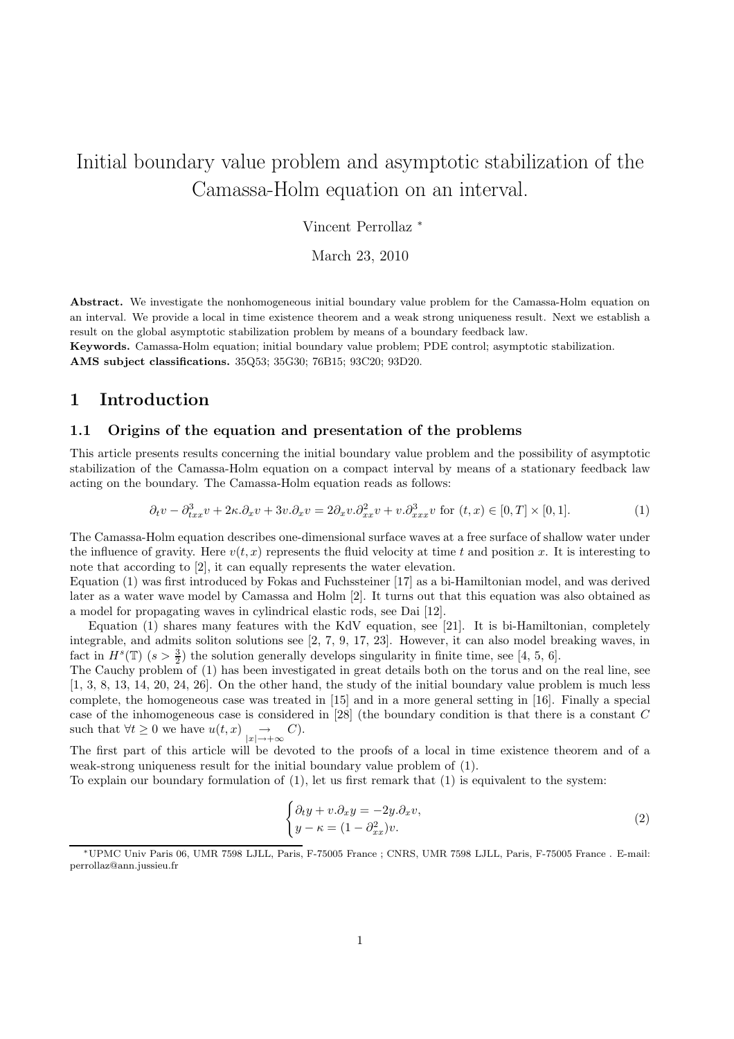# Initial boundary value problem and asymptotic stabilization of the Camassa-Holm equation on an interval.

Vincent Perrollaz *

March 23, 2010

**Abstract.** We investigate the nonhomogeneous initial boundary value problem for the Camassa-Holm equation on an interval. We provide a local in time existence theorem and a weak strong uniqueness result. Next we establish a result on the global asymptotic stabilization problem by means of a boundary feedback law.

**Keywords.** Camassa-Holm equation; initial boundary value problem; PDE control; asymptotic stabilization.

**AMS subject classifications.** 35Q53; 35G30; 76B15; 93C20; 93D20.

## 1 Introduction

### 1.1 Origins of the equation and presentation of the problems

This article presents results concerning the initial boundary value problem and the possibility of asymptotic stabilization of the Camassa-Holm equation on a compact interval by means of a stationary feedback law acting on the boundary. The Camassa-Holm equation reads as follows:

$$\partial_t v - \partial^3_{txx} v + 2\kappa.\partial_x v + 3v.\partial_x v = 2\partial_x v.\partial^2_{xx} v + v.\partial^3_{xxx} v \text{ for } (t,x) \in [0,T] \times [0,1]. \tag{1}$$

The Camassa-Holm equation describes one-dimensional surface waves at a free surface of shallow water under the influence of gravity. Here $v(t,x)$ represents the fluid velocity at time $t$ and position $x$. It is interesting to note that according to [2], it can equally represents the water elevation.

Equation (1) was first introduced by Fokas and Fuchssteiner [17] as a bi-Hamiltonian model, and was derived later as a water wave model by Camassa and Holm [2]. It turns out that this equation was also obtained as a model for propagating waves in cylindrical elastic rods, see Dai [12].

Equation (1) shares many features with the KdV equation, see [21]. It is bi-Hamiltonian, completely integrable, and admits soliton solutions see [2, 7, 9, 17, 23]. However, it can also model breaking waves, in fact in $H^s(\mathbb{T})$ ($s > \frac{3}{2}$) the solution generally develops singularity in finite time, see [4, 5, 6].

The Cauchy problem of (1) has been investigated in great details both on the torus and on the real line, see [1, 3, 8, 13, 14, 20, 24, 26]. On the other hand, the study of the initial boundary value problem is much less complete, the homogeneous case was treated in [15] and in a more general setting in [16]. Finally a special case of the inhomogeneous case is considered in [28] (the boundary condition is that there is a constant $C$ such that $\forall t \geq 0$ we have $u(t,x) \underset{|x|\to+\infty}{\to} C$).

The first part of this article will be devoted to the proofs of a local in time existence theorem and of a weak-strong uniqueness result for the initial boundary value problem of (1).

To explain our boundary formulation of (1), let us first remark that (1) is equivalent to the system:

$$\begin{cases} \partial_t y + v.\partial_x y = -2y.\partial_x v, \\ y - \kappa = (1 - \partial^2_{xx})v. \end{cases} \tag{2}$$

*UPMC Univ Paris 06, UMR 7598 LJLL, Paris, F-75005 France ; CNRS, UMR 7598 LJLL, Paris, F-75005 France . E-mail: perrollaz@ann.jussieu.fr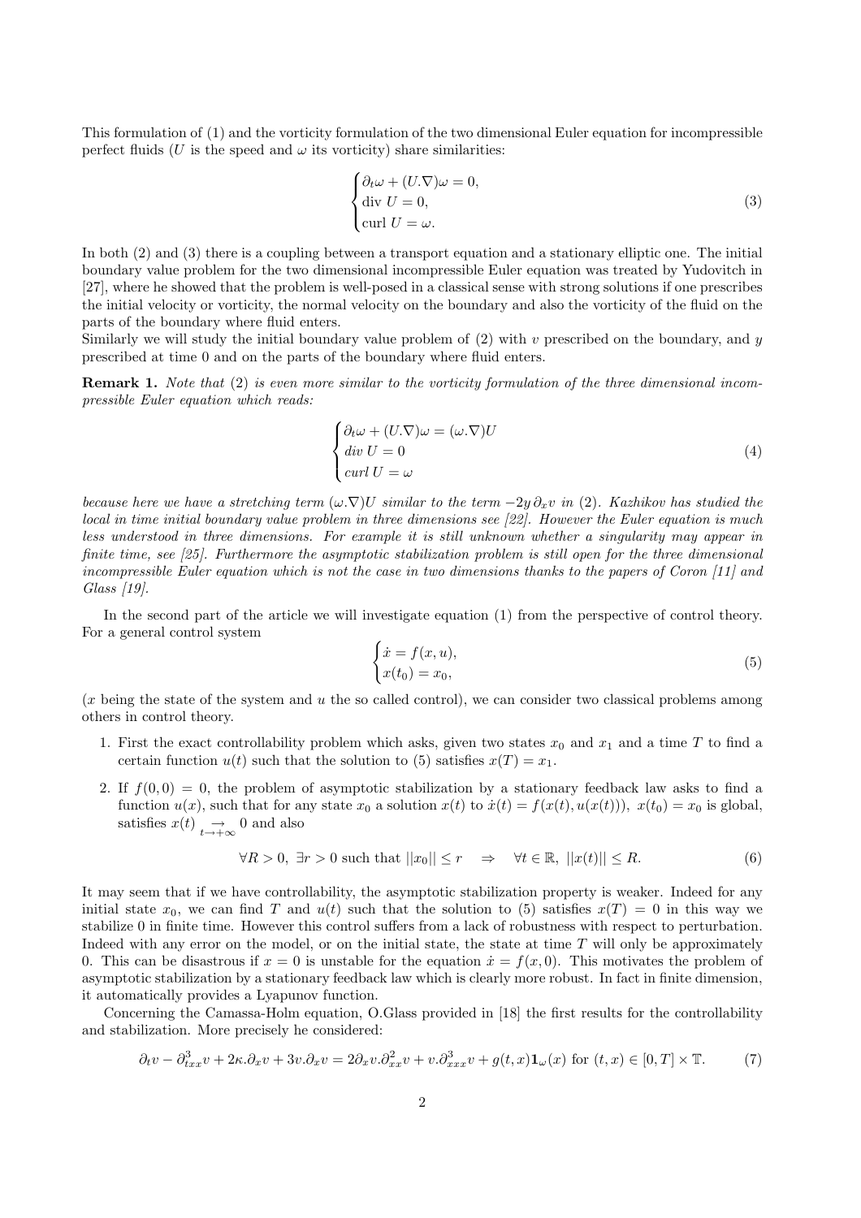This formulation of (1) and the vorticity formulation of the two dimensional Euler equation for incompressible perfect fluids ($U$ is the speed and $\omega$ its vorticity) share similarities:

$$
\begin{cases}
\partial_t \omega + (U.\nabla)\omega = 0, \\
\text{div } U = 0, \\
\text{curl } U = \omega.
\end{cases}
\tag{3}
$$

In both (2) and (3) there is a coupling between a transport equation and a stationary elliptic one. The initial boundary value problem for the two dimensional incompressible Euler equation was treated by Yudovitch in [27], where he showed that the problem is well-posed in a classical sense with strong solutions if one prescribes the initial velocity or vorticity, the normal velocity on the boundary and also the vorticity of the fluid on the parts of the boundary where fluid enters.
Similarly we will study the initial boundary value problem of (2) with $v$ prescribed on the boundary, and $y$ prescribed at time 0 and on the parts of the boundary where fluid enters.

**Remark 1.** *Note that* (2) *is even more similar to the vorticity formulation of the three dimensional incompressible Euler equation which reads:*

$$
\begin{cases}
\partial_t \omega + (U.\nabla)\omega = (\omega.\nabla)U \\
div\ U = 0 \\
curl\ U = \omega
\end{cases}
\tag{4}
$$

*because here we have a stretching term $(\omega.\nabla)U$ similar to the term $-2y\,\partial_x v$ in* (2)*. Kazhikov has studied the local in time initial boundary value problem in three dimensions see [22]. However the Euler equation is much less understood in three dimensions. For example it is still unknown whether a singularity may appear in finite time, see [25]. Furthermore the asymptotic stabilization problem is still open for the three dimensional incompressible Euler equation which is not the case in two dimensions thanks to the papers of Coron [11] and Glass [19].*

In the second part of the article we will investigate equation (1) from the perspective of control theory. For a general control system

$$
\begin{cases}
\dot{x} = f(x,u), \\
x(t_0) = x_0,
\end{cases}
\tag{5}
$$

($x$ being the state of the system and $u$ the so called control), we can consider two classical problems among others in control theory.

1. First the exact controllability problem which asks, given two states $x_0$ and $x_1$ and a time $T$ to find a certain function $u(t)$ such that the solution to (5) satisfies $x(T) = x_1$.
2. If $f(0,0) = 0$, the problem of asymptotic stabilization by a stationary feedback law asks to find a function $u(x)$, such that for any state $x_0$ a solution $x(t)$ to $\dot{x}(t) = f(x(t), u(x(t)))$, $x(t_0) = x_0$ is global, satisfies $x(t) \underset{t\to+\infty}{\rightarrow} 0$ and also

$$
\forall R > 0,\ \exists r > 0 \text{ such that } ||x_0|| \leq r \quad \Rightarrow \quad \forall t \in \mathbb{R},\ ||x(t)|| \leq R. \tag{6}
$$

It may seem that if we have controllability, the asymptotic stabilization property is weaker. Indeed for any initial state $x_0$, we can find $T$ and $u(t)$ such that the solution to (5) satisfies $x(T) = 0$ in this way we stabilize 0 in finite time. However this control suffers from a lack of robustness with respect to perturbation. Indeed with any error on the model, or on the initial state, the state at time $T$ will only be approximately 0. This can be disastrous if $x = 0$ is unstable for the equation $\dot{x} = f(x,0)$. This motivates the problem of asymptotic stabilization by a stationary feedback law which is clearly more robust. In fact in finite dimension, it automatically provides a Lyapunov function.

Concerning the Camassa-Holm equation, O.Glass provided in [18] the first results for the controllability and stabilization. More precisely he considered:

$$
\partial_t v - \partial^3_{txx} v + 2\kappa.\partial_x v + 3v.\partial_x v = 2\partial_x v.\partial^2_{xx} v + v.\partial^3_{xxx} v + g(t,x)\mathbf{1}_\omega(x) \text{ for } (t,x) \in [0,T] \times \mathbb{T}. \tag{7}
$$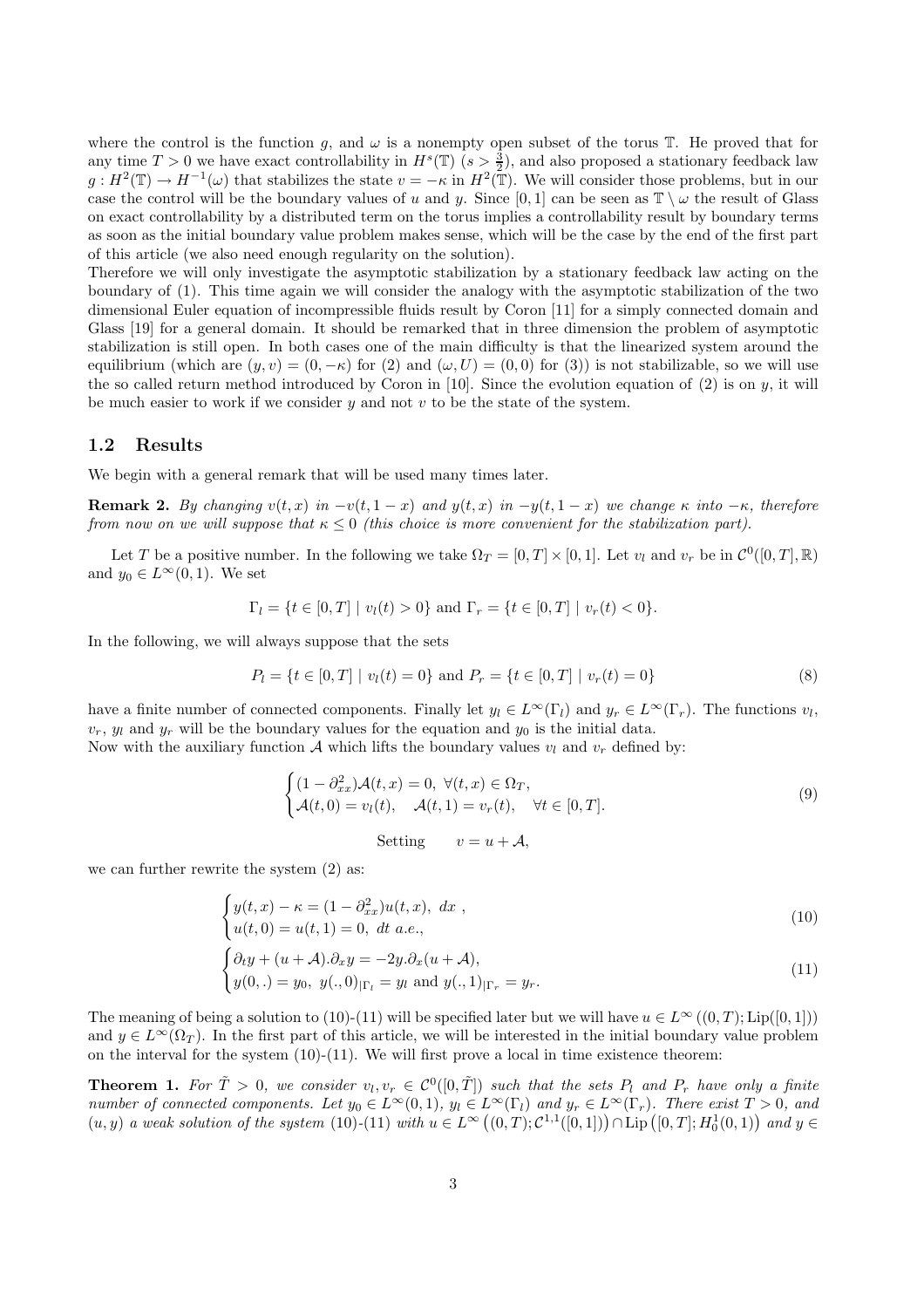where the control is the function $g$, and $\omega$ is a nonempty open subset of the torus $\mathbb{T}$. He proved that for any time $T > 0$ we have exact controllability in $H^s(\mathbb{T})$ ($s > \frac{3}{2}$), and also proposed a stationary feedback law $g : H^2(\mathbb{T}) \to H^{-1}(\omega)$ that stabilizes the state $v = -\kappa$ in $H^2(\mathbb{T})$. We will consider those problems, but in our case the control will be the boundary values of $u$ and $y$. Since $[0, 1]$ can be seen as $\mathbb{T} \setminus \omega$ the result of Glass on exact controllability by a distributed term on the torus implies a controllability result by boundary terms as soon as the initial boundary value problem makes sense, which will be the case by the end of the first part of this article (we also need enough regularity on the solution).

Therefore we will only investigate the asymptotic stabilization by a stationary feedback law acting on the boundary of (1). This time again we will consider the analogy with the asymptotic stabilization of the two dimensional Euler equation of incompressible fluids result by Coron [11] for a simply connected domain and Glass [19] for a general domain. It should be remarked that in three dimension the problem of asymptotic stabilization is still open. In both cases one of the main difficulty is that the linearized system around the equilibrium (which are $(y, v) = (0, -\kappa)$ for (2) and $(\omega, U) = (0, 0)$ for (3)) is not stabilizable, so we will use the so called return method introduced by Coron in [10]. Since the evolution equation of (2) is on $y$, it will be much easier to work if we consider $y$ and not $v$ to be the state of the system.

## 1.2 Results

We begin with a general remark that will be used many times later.

**Remark 2.** *By changing $v(t, x)$ in $-v(t, 1-x)$ and $y(t, x)$ in $-y(t, 1-x)$ we change $\kappa$ into $-\kappa$, therefore from now on we will suppose that $\kappa \leq 0$ (this choice is more convenient for the stabilization part).*

Let $T$ be a positive number. In the following we take $\Omega_T = [0, T] \times [0, 1]$. Let $v_l$ and $v_r$ be in $\mathcal{C}^0([0, T], \mathbb{R})$ and $y_0 \in L^\infty(0, 1)$. We set

$$\Gamma_l = \{t \in [0, T] \mid v_l(t) > 0\} \text{ and } \Gamma_r = \{t \in [0, T] \mid v_r(t) < 0\}.$$

In the following, we will always suppose that the sets

$$P_l = \{t \in [0, T] \mid v_l(t) = 0\} \text{ and } P_r = \{t \in [0, T] \mid v_r(t) = 0\} \tag{8}$$

have a finite number of connected components. Finally let $y_l \in L^\infty(\Gamma_l)$ and $y_r \in L^\infty(\Gamma_r)$. The functions $v_l$, $v_r$, $y_l$ and $y_r$ will be the boundary values for the equation and $y_0$ is the initial data.

Now with the auxiliary function $\mathcal{A}$ which lifts the boundary values $v_l$ and $v_r$ defined by:

$$\begin{cases} (1 - \partial_{xx}^2)\mathcal{A}(t, x) = 0, \ \forall (t, x) \in \Omega_T, \\ \mathcal{A}(t, 0) = v_l(t), \quad \mathcal{A}(t, 1) = v_r(t), \quad \forall t \in [0, T]. \end{cases} \tag{9}$$

$$\text{Setting} \qquad v = u + \mathcal{A},$$

we can further rewrite the system (2) as:

$$\begin{cases} y(t, x) - \kappa = (1 - \partial_{xx}^2)u(t, x), \ dx \ , \\ u(t, 0) = u(t, 1) = 0, \ dt \ a.e., \end{cases} \tag{10}$$

$$\begin{cases} \partial_t y + (u + \mathcal{A}).\partial_x y = -2y.\partial_x(u + \mathcal{A}), \\ y(0, .) = y_0, \ y(., 0)_{|\Gamma_l} = y_l \text{ and } y(., 1)_{|\Gamma_r} = y_r. \end{cases} \tag{11}$$

The meaning of being a solution to (10)-(11) will be specified later but we will have $u \in L^\infty((0, T); \mathrm{Lip}([0, 1]))$ and $y \in L^\infty(\Omega_T)$. In the first part of this article, we will be interested in the initial boundary value problem on the interval for the system (10)-(11). We will first prove a local in time existence theorem:

**Theorem 1.** *For $\tilde{T} > 0$, we consider $v_l, v_r \in \mathcal{C}^0([0, \tilde{T}])$ such that the sets $P_l$ and $P_r$ have only a finite number of connected components. Let $y_0 \in L^\infty(0, 1)$, $y_l \in L^\infty(\Gamma_l)$ and $y_r \in L^\infty(\Gamma_r)$. There exist $T > 0$, and $(u, y)$ a weak solution of the system (10)-(11) with $u \in L^\infty\left((0, T); \mathcal{C}^{1,1}([0, 1])\right) \cap \mathrm{Lip}\left([0, T]; H_0^1(0, 1)\right)$ and $y \in$*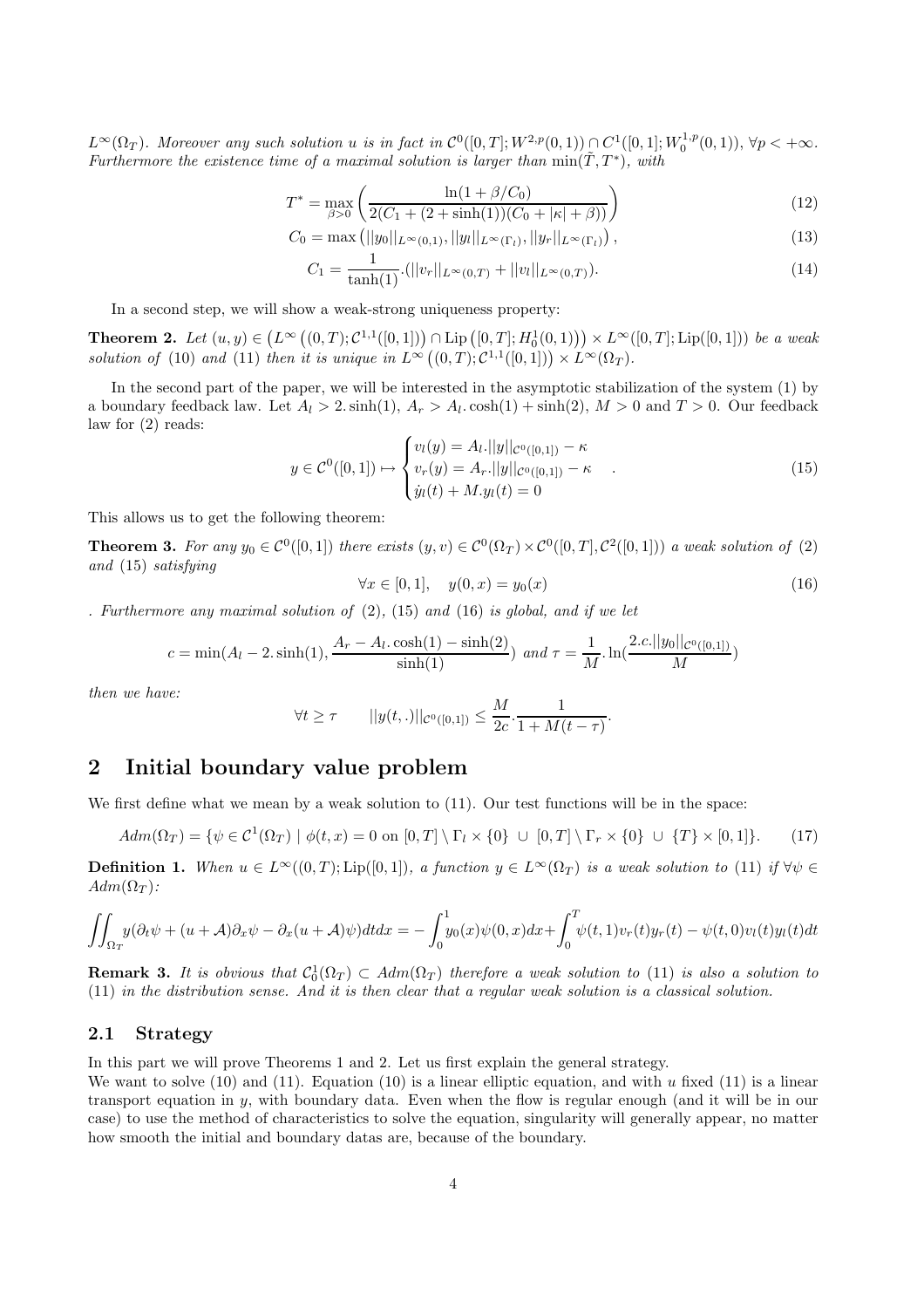$L^\infty(\Omega_T)$. *Moreover any such solution $u$ is in fact in $\mathcal{C}^0([0,T];W^{2,p}(0,1))\cap C^1([0,1];W_0^{1,p}(0,1))$, $\forall p<+\infty$. Furthermore the existence time of a maximal solution is larger than $\min(\tilde{T},T^*)$, with*

$$T^* = \max_{\beta>0}\left(\frac{\ln(1+\beta/C_0)}{2(C_1+(2+\sinh(1))(C_0+|\kappa|+\beta))}\right) \tag{12}$$

$$C_0 = \max\left(||y_0||_{L^\infty(0,1)},||y_l||_{L^\infty(\Gamma_l)},||y_r||_{L^\infty(\Gamma_l)}\right), \tag{13}$$

$$C_1 = \frac{1}{\tanh(1)}.(||v_r||_{L^\infty(0,T)}+||v_l||_{L^\infty(0,T)}). \tag{14}$$

In a second step, we will show a weak-strong uniqueness property:

**Theorem 2.** *Let $(u,y)\in\left(L^\infty\left((0,T);\mathcal{C}^{1,1}([0,1])\right)\cap \mathrm{Lip}\left([0,T];H_0^1(0,1)\right)\right)\times L^\infty([0,T];\mathrm{Lip}([0,1]))$ be a weak solution of (10) and (11) then it is unique in $L^\infty\left((0,T);\mathcal{C}^{1,1}([0,1])\right)\times L^\infty(\Omega_T)$.*

In the second part of the paper, we will be interested in the asymptotic stabilization of the system (1) by a boundary feedback law. Let $A_l>2.\sinh(1)$, $A_r>A_l.\cosh(1)+\sinh(2)$, $M>0$ and $T>0$. Our feedback law for (2) reads:

$$y\in\mathcal{C}^0([0,1])\mapsto\begin{cases}v_l(y)=A_l.||y||_{\mathcal{C}^0([0,1])}-\kappa\\ v_r(y)=A_r.||y||_{\mathcal{C}^0([0,1])}-\kappa\\ \dot{y_l}(t)+M.y_l(t)=0\end{cases}. \tag{15}$$

This allows us to get the following theorem:

**Theorem 3.** *For any $y_0\in\mathcal{C}^0([0,1])$ there exists $(y,v)\in\mathcal{C}^0(\Omega_T)\times\mathcal{C}^0([0,T],\mathcal{C}^2([0,1]))$ a weak solution of (2) and (15) satisfying*

$$\forall x\in[0,1],\quad y(0,x)=y_0(x) \tag{16}$$

*. Furthermore any maximal solution of (2), (15) and (16) is global, and if we let*

$$c=\min(A_l-2.\sinh(1),\frac{A_r-A_l.\cosh(1)-\sinh(2)}{\sinh(1)})\ \text{and}\ \tau=\frac{1}{M}.\ln(\frac{2.c.||y_0||_{\mathcal{C}^0([0,1])}}{M})$$

*then we have:*

$$\forall t\geq\tau\qquad ||y(t,.)||_{\mathcal{C}^0([0,1])}\leq\frac{M}{2c}.\frac{1}{1+M(t-\tau)}.$$

## 2 Initial boundary value problem

We first define what we mean by a weak solution to (11). Our test functions will be in the space:

$$Adm(\Omega_T)=\{\psi\in\mathcal{C}^1(\Omega_T)\mid\phi(t,x)=0\ \text{on}\ [0,T]\setminus\Gamma_l\times\{0\}\ \cup\ [0,T]\setminus\Gamma_r\times\{0\}\ \cup\ \{T\}\times[0,1]\}. \tag{17}$$

**Definition 1.** *When $u\in L^\infty((0,T);\mathrm{Lip}([0,1])$, a function $y\in L^\infty(\Omega_T)$ is a weak solution to (11) if $\forall\psi\in Adm(\Omega_T)$:*

$$\iint_{\Omega_T}y(\partial_t\psi+(u+\mathcal{A})\partial_x\psi-\partial_x(u+\mathcal{A})\psi)dtdx=-\int_0^1 y_0(x)\psi(0,x)dx+\int_0^T\psi(t,1)v_r(t)y_r(t)-\psi(t,0)v_l(t)y_l(t)dt$$

**Remark 3.** *It is obvious that $\mathcal{C}_0^1(\Omega_T)\subset Adm(\Omega_T)$ therefore a weak solution to (11) is also a solution to (11) in the distribution sense. And it is then clear that a regular weak solution is a classical solution.*

### 2.1 Strategy

In this part we will prove Theorems 1 and 2. Let us first explain the general strategy.
We want to solve (10) and (11). Equation (10) is a linear elliptic equation, and with $u$ fixed (11) is a linear transport equation in $y$, with boundary data. Even when the flow is regular enough (and it will be in our case) to use the method of characteristics to solve the equation, singularity will generally appear, no matter how smooth the initial and boundary datas are, because of the boundary.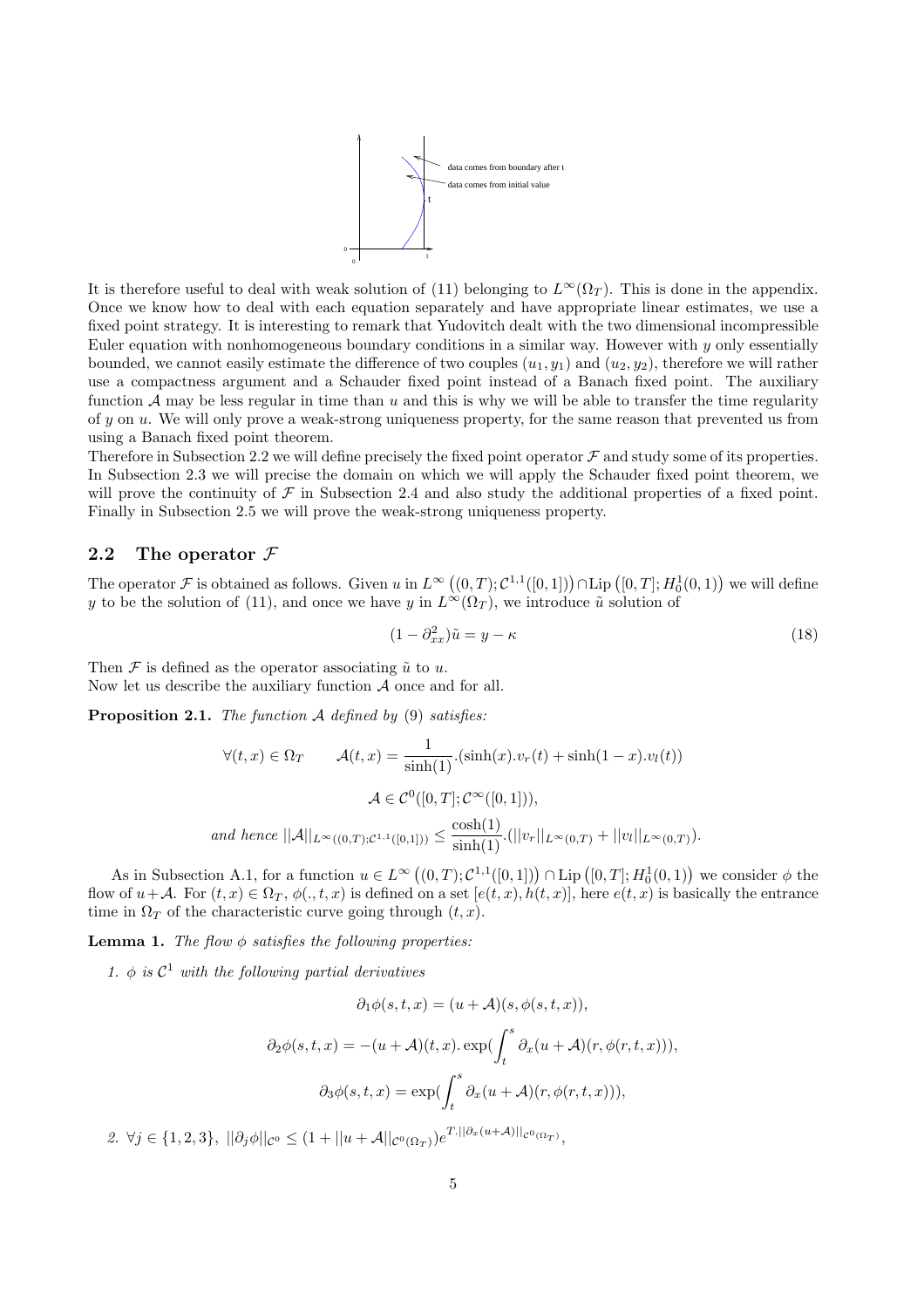It is therefore useful to deal with weak solution of (11) belonging to $L^\infty(\Omega_T)$. This is done in the appendix. Once we know how to deal with each equation separately and have appropriate linear estimates, we use a fixed point strategy. It is interesting to remark that Yudovitch dealt with the two dimensional incompressible Euler equation with nonhomogeneous boundary conditions in a similar way. However with $y$ only essentially bounded, we cannot easily estimate the difference of two couples $(u_1, y_1)$ and $(u_2, y_2)$, therefore we will rather use a compactness argument and a Schauder fixed point instead of a Banach fixed point. The auxiliary function $\mathcal{A}$ may be less regular in time than $u$ and this is why we will be able to transfer the time regularity of $y$ on $u$. We will only prove a weak-strong uniqueness property, for the same reason that prevented us from using a Banach fixed point theorem.

Therefore in Subsection 2.2 we will define precisely the fixed point operator $\mathcal{F}$ and study some of its properties. In Subsection 2.3 we will precise the domain on which we will apply the Schauder fixed point theorem, we will prove the continuity of $\mathcal{F}$ in Subsection 2.4 and also study the additional properties of a fixed point. Finally in Subsection 2.5 we will prove the weak-strong uniqueness property.

## 2.2 The operator $\mathcal{F}$

The operator $\mathcal{F}$ is obtained as follows. Given $u$ in $L^\infty\left((0,T);\mathcal{C}^{1,1}([0,1])\right)\cap \mathrm{Lip}\left([0,T];H^1_0(0,1)\right)$ we will define $y$ to be the solution of (11), and once we have $y$ in $L^\infty(\Omega_T)$, we introduce $\tilde{u}$ solution of

$$(1-\partial^2_{xx})\tilde{u} = y - \kappa \tag{18}$$

Then $\mathcal{F}$ is defined as the operator associating $\tilde{u}$ to $u$.
Now let us describe the auxiliary function $\mathcal{A}$ once and for all.

**Proposition 2.1.** *The function $\mathcal{A}$ defined by (9) satisfies:*

$$\forall (t,x)\in\Omega_T \qquad \mathcal{A}(t,x) = \frac{1}{\sinh(1)}.(\sinh(x).v_r(t) + \sinh(1-x).v_l(t))$$

$$\mathcal{A}\in\mathcal{C}^0([0,T];\mathcal{C}^\infty([0,1])),$$

$$\textit{and hence } ||\mathcal{A}||_{L^\infty((0,T);\mathcal{C}^{1,1}([0,1]))} \leq \frac{\cosh(1)}{\sinh(1)}.(||v_r||_{L^\infty(0,T)} + ||v_l||_{L^\infty(0,T)}).$$

As in Subsection A.1, for a function $u\in L^\infty\left((0,T);\mathcal{C}^{1,1}([0,1])\right)\cap \mathrm{Lip}\left([0,T];H^1_0(0,1)\right)$ we consider $\phi$ the flow of $u+\mathcal{A}$. For $(t,x)\in\Omega_T$, $\phi(.,t,x)$ is defined on a set $[e(t,x),h(t,x)]$, here $e(t,x)$ is basically the entrance time in $\Omega_T$ of the characteristic curve going through $(t,x)$.

**Lemma 1.** *The flow $\phi$ satisfies the following properties:*

1. *$\phi$ is $\mathcal{C}^1$ with the following partial derivatives*

$$\partial_1\phi(s,t,x) = (u+\mathcal{A})(s,\phi(s,t,x)),$$

$$\partial_2\phi(s,t,x) = -(u+\mathcal{A})(t,x).\exp\left(\int_t^s \partial_x(u+\mathcal{A})(r,\phi(r,t,x))\right),$$

$$\partial_3\phi(s,t,x) = \exp\left(\int_t^s \partial_x(u+\mathcal{A})(r,\phi(r,t,x))\right),$$

2. *$\forall j\in\{1,2,3\}$, $||\partial_j\phi||_{\mathcal{C}^0} \leq (1+||u+\mathcal{A}||_{\mathcal{C}^0(\Omega_T)})e^{T.||\partial_x(u+\mathcal{A})||_{\mathcal{C}^0(\Omega_T)}}$,*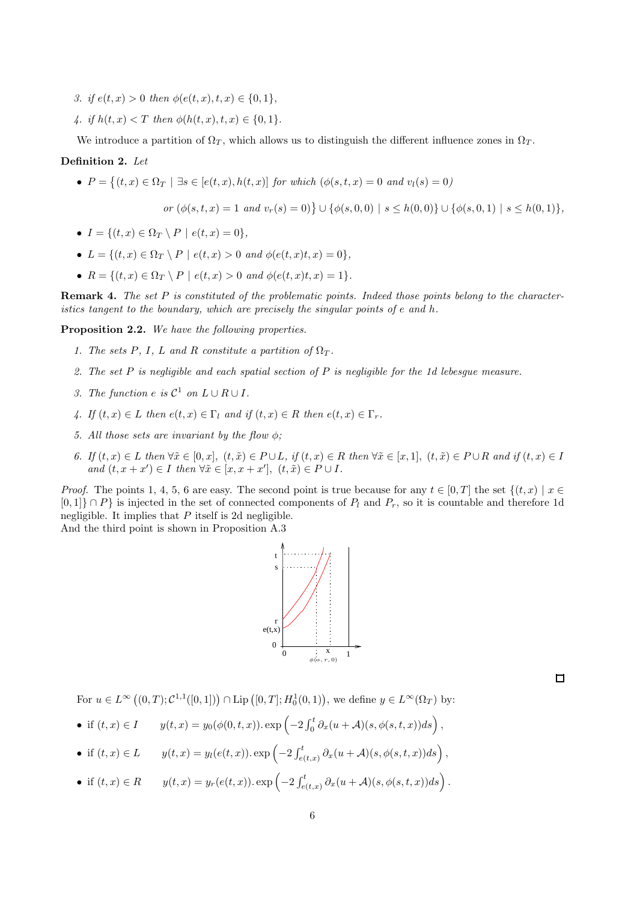3. *if $e(t,x) > 0$ then $\phi(e(t,x),t,x) \in \{0,1\}$,*
4. *if $h(t,x) < T$ then $\phi(h(t,x),t,x) \in \{0,1\}$.*

We introduce a partition of $\Omega_T$, which allows us to distinguish the different influence zones in $\Omega_T$.

**Definition 2.** *Let*

- $P = \big\{(t,x) \in \Omega_T \mid \exists s \in [e(t,x), h(t,x)]$ *for which* $(\phi(s,t,x) = 0$ *and* $v_l(s) = 0)$

  *or* $(\phi(s,t,x) = 1$ *and* $v_r(s) = 0)\big\} \cup \{\phi(s,0,0) \mid s \leq h(0,0)\} \cup \{\phi(s,0,1) \mid s \leq h(0,1)\}$,
- $I = \{(t,x) \in \Omega_T \setminus P \mid e(t,x) = 0\}$,
- $L = \{(t,x) \in \Omega_T \setminus P \mid e(t,x) > 0$ *and* $\phi(e(t,x)t,x) = 0\}$,
- $R = \{(t,x) \in \Omega_T \setminus P \mid e(t,x) > 0$ *and* $\phi(e(t,x)t,x) = 1\}$.

**Remark 4.** *The set $P$ is constituted of the problematic points. Indeed those points belong to the characteristics tangent to the boundary, which are precisely the singular points of $e$ and $h$.*

**Proposition 2.2.** *We have the following properties.*

1. *The sets $P$, $I$, $L$ and $R$ constitute a partition of $\Omega_T$.*
2. *The set $P$ is negligible and each spatial section of $P$ is negligible for the 1d lebesgue measure.*
3. *The function $e$ is $\mathcal{C}^1$ on $L \cup R \cup I$.*
4. *If $(t,x) \in L$ then $e(t,x) \in \Gamma_l$ and if $(t,x) \in R$ then $e(t,x) \in \Gamma_r$.*
5. *All those sets are invariant by the flow $\phi$;*
6. *If $(t,x) \in L$ then $\forall \tilde{x} \in [0,x]$, $(t,\tilde{x}) \in P \cup L$, if $(t,x) \in R$ then $\forall \tilde{x} \in [x,1]$, $(t,\tilde{x}) \in P \cup R$ and if $(t,x) \in I$ and $(t,x+x') \in I$ then $\forall \tilde{x} \in [x,x+x']$, $(t,\tilde{x}) \in P \cup I$.*

*Proof.* The points 1, 4, 5, 6 are easy. The second point is true because for any $t \in [0,T]$ the set $\{(t,x) \mid x \in [0,1]\} \cap P\}$ is injected in the set of connected components of $P_l$ and $P_r$, so it is countable and therefore 1d negligible. It implies that $P$ itself is 2d negligible.
And the third point is shown in Proposition A.3 $\square$

For $u \in L^\infty\left((0,T);\mathcal{C}^{1,1}([0,1])\right) \cap \mathrm{Lip}\left([0,T];H_0^1(0,1)\right)$, we define $y \in L^\infty(\Omega_T)$ by:

- if $(t,x) \in I$ $\quad y(t,x) = y_0(\phi(0,t,x)).\exp\left(-2\int_0^t \partial_x(u+\mathcal{A})(s,\phi(s,t,x))ds\right)$,
- if $(t,x) \in L$ $\quad y(t,x) = y_l(e(t,x)).\exp\left(-2\int_{e(t,x)}^t \partial_x(u+\mathcal{A})(s,\phi(s,t,x))ds\right)$,
- if $(t,x) \in R$ $\quad y(t,x) = y_r(e(t,x)).\exp\left(-2\int_{e(t,x)}^t \partial_x(u+\mathcal{A})(s,\phi(s,t,x))ds\right)$.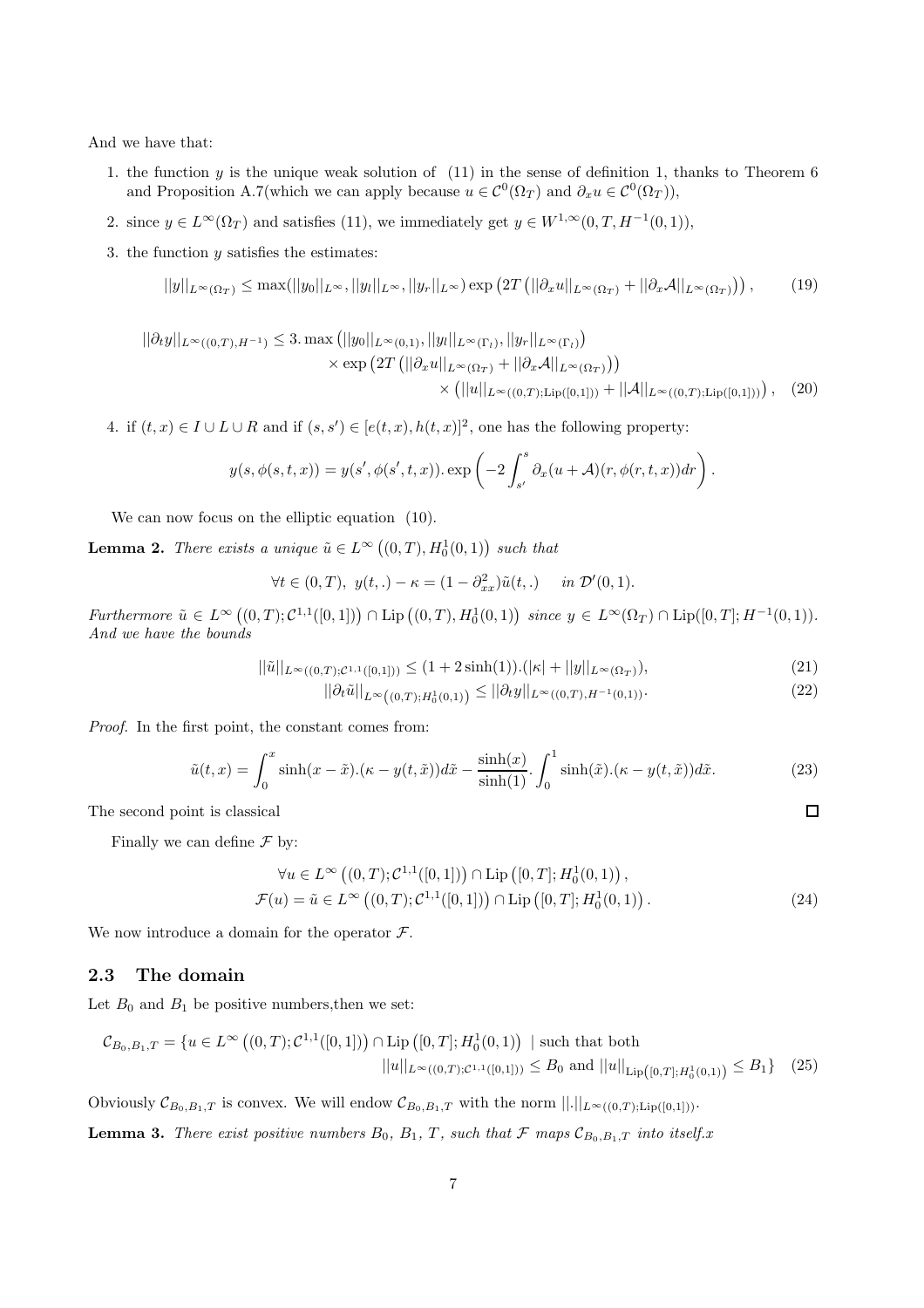And we have that:

1. the function $y$ is the unique weak solution of (11) in the sense of definition 1, thanks to Theorem 6 and Proposition A.7(which we can apply because $u \in \mathcal{C}^0(\Omega_T)$ and $\partial_x u \in \mathcal{C}^0(\Omega_T)$),
2. since $y \in L^\infty(\Omega_T)$ and satisfies (11), we immediately get $y \in W^{1,\infty}(0,T,H^{-1}(0,1))$,
3. the function $y$ satisfies the estimates:

$$||y||_{L^\infty(\Omega_T)} \leq \max(||y_0||_{L^\infty}, ||y_l||_{L^\infty}, ||y_r||_{L^\infty}) \exp\left(2T\left(||\partial_x u||_{L^\infty(\Omega_T)} + ||\partial_x \mathcal{A}||_{L^\infty(\Omega_T)}\right)\right), \tag{19}$$

$$\begin{aligned}||\partial_t y||_{L^\infty((0,T),H^{-1})} \leq 3.\max\left(||y_0||_{L^\infty(0,1)}, ||y_l||_{L^\infty(\Gamma_l)}, ||y_r||_{L^\infty(\Gamma_l)}\right) \\ \times \exp\left(2T\left(||\partial_x u||_{L^\infty(\Omega_T)} + ||\partial_x \mathcal{A}||_{L^\infty(\Omega_T)}\right)\right) \\ \times \left(||u||_{L^\infty((0,T);\mathrm{Lip}([0,1]))} + ||\mathcal{A}||_{L^\infty((0,T);\mathrm{Lip}([0,1]))}\right),\end{aligned} \tag{20}$$

4. if $(t,x) \in I \cup L \cup R$ and if $(s,s') \in [e(t,x), h(t,x)]^2$, one has the following property:

$$y(s,\phi(s,t,x)) = y(s',\phi(s',t,x)).\exp\left(-2\int_{s'}^{s} \partial_x(u+\mathcal{A})(r,\phi(r,t,x))dr\right).$$

We can now focus on the elliptic equation (10).

**Lemma 2.** *There exists a unique $\tilde{u} \in L^\infty\left((0,T), H_0^1(0,1)\right)$ such that*

$$\forall t \in (0,T),\ y(t,.) - \kappa = (1-\partial_{xx}^2)\tilde{u}(t,.) \quad \text{in } \mathcal{D}'(0,1).$$

*Furthermore $\tilde{u} \in L^\infty\left((0,T);\mathcal{C}^{1,1}([0,1])\right) \cap \mathrm{Lip}\left((0,T), H_0^1(0,1)\right)$ since $y \in L^\infty(\Omega_T) \cap \mathrm{Lip}([0,T];H^{-1}(0,1))$. And we have the bounds*

$$||\tilde{u}||_{L^\infty((0,T);\mathcal{C}^{1,1}([0,1]))} \leq (1+2\sinh(1)).(|\kappa| + ||y||_{L^\infty(\Omega_T)}), \tag{21}$$

$$||\partial_t \tilde{u}||_{L^\infty\left((0,T);H_0^1(0,1)\right)} \leq ||\partial_t y||_{L^\infty((0,T),H^{-1}(0,1))}. \tag{22}$$

*Proof.* In the first point, the constant comes from:

$$\tilde{u}(t,x) = \int_0^x \sinh(x-\tilde{x}).(\kappa - y(t,\tilde{x}))d\tilde{x} - \frac{\sinh(x)}{\sinh(1)}.\int_0^1 \sinh(\tilde{x}).(\kappa - y(t,\tilde{x}))d\tilde{x}. \tag{23}$$

The second point is classical $\square$

Finally we can define $\mathcal{F}$ by:

$$\begin{aligned}&\forall u \in L^\infty\left((0,T);\mathcal{C}^{1,1}([0,1])\right) \cap \mathrm{Lip}\left([0,T];H_0^1(0,1)\right), \\ &\mathcal{F}(u) = \tilde{u} \in L^\infty\left((0,T);\mathcal{C}^{1,1}([0,1])\right) \cap \mathrm{Lip}\left([0,T];H_0^1(0,1)\right).\end{aligned} \tag{24}$$

We now introduce a domain for the operator $\mathcal{F}$.

## 2.3 The domain

Let $B_0$ and $B_1$ be positive numbers,then we set:

$$\begin{aligned}\mathcal{C}_{B_0,B_1,T} = \{u \in L^\infty\left((0,T);\mathcal{C}^{1,1}([0,1])\right) \cap \mathrm{Lip}\left([0,T];H_0^1(0,1)\right) \mid \text{such that both} \\ ||u||_{L^\infty((0,T);\mathcal{C}^{1,1}([0,1]))} \leq B_0 \text{ and } ||u||_{\mathrm{Lip}\left([0,T];H_0^1(0,1)\right)} \leq B_1\}\end{aligned} \tag{25}$$

Obviously $\mathcal{C}_{B_0,B_1,T}$ is convex. We will endow $\mathcal{C}_{B_0,B_1,T}$ with the norm $||.||_{L^\infty((0,T);\mathrm{Lip}([0,1]))}$.

**Lemma 3.** *There exist positive numbers $B_0$, $B_1$, $T$, such that $\mathcal{F}$ maps $\mathcal{C}_{B_0,B_1,T}$ into itself.x*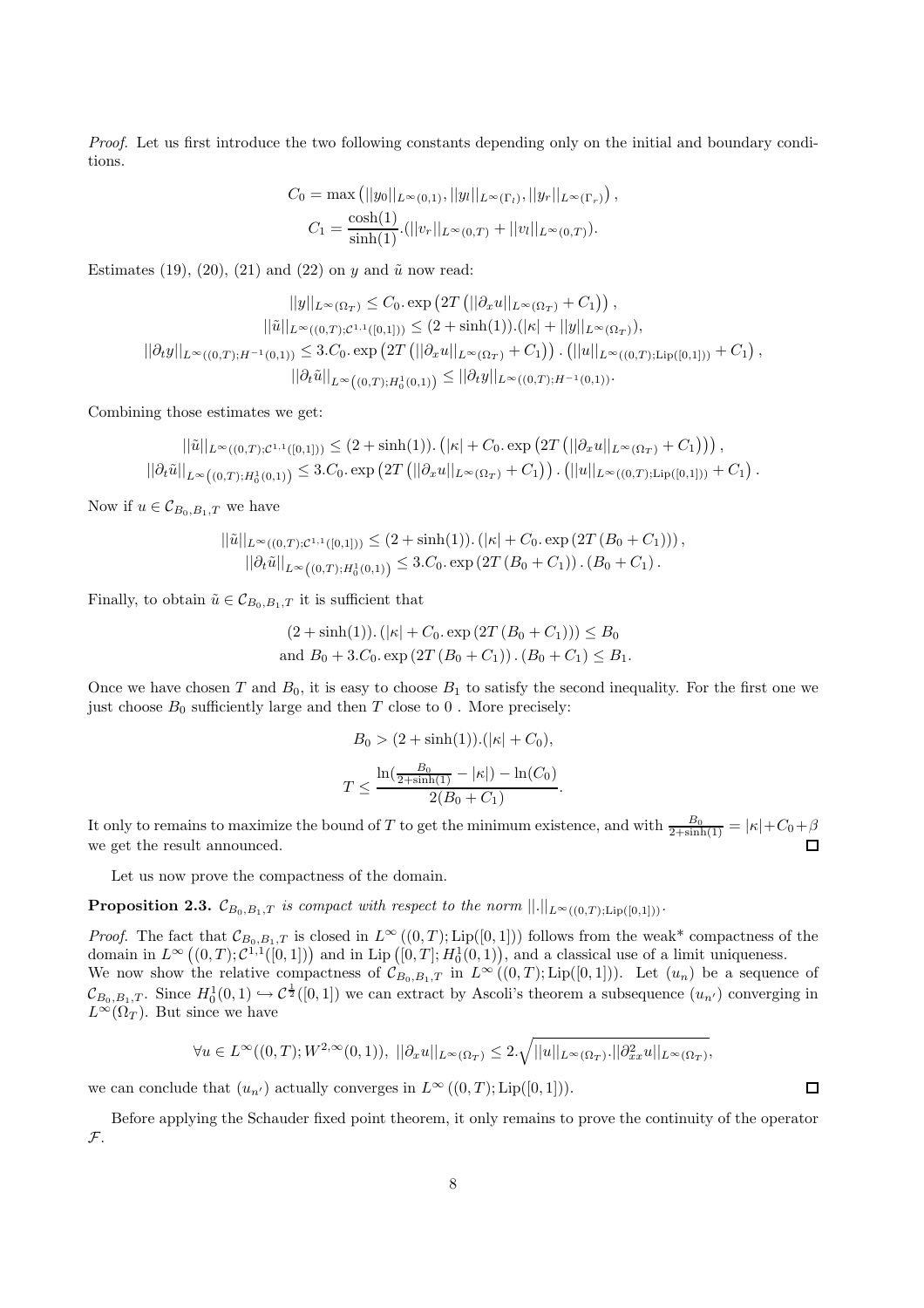*Proof.* Let us first introduce the two following constants depending only on the initial and boundary conditions.

$$C_0 = \max\left(||y_0||_{L^\infty(0,1)}, ||y_l||_{L^\infty(\Gamma_l)}, ||y_r||_{L^\infty(\Gamma_r)}\right),$$
$$C_1 = \frac{\cosh(1)}{\sinh(1)}.(||v_r||_{L^\infty(0,T)} + ||v_l||_{L^\infty(0,T)}).$$

Estimates (19), (20), (21) and (22) on $y$ and $\tilde{u}$ now read:

$$||y||_{L^\infty(\Omega_T)} \leq C_0.\exp\left(2T\left(||\partial_x u||_{L^\infty(\Omega_T)} + C_1\right)\right),$$
$$||\tilde{u}||_{L^\infty((0,T);\mathcal{C}^{1,1}([0,1]))} \leq (2+\sinh(1)).(|\kappa| + ||y||_{L^\infty(\Omega_T)}),$$
$$||\partial_t y||_{L^\infty((0,T);H^{-1}(0,1))} \leq 3.C_0.\exp\left(2T\left(||\partial_x u||_{L^\infty(\Omega_T)} + C_1\right)\right).\left(||u||_{L^\infty((0,T);\mathrm{Lip}([0,1]))} + C_1\right),$$
$$||\partial_t \tilde{u}||_{L^\infty\left((0,T);H_0^1(0,1)\right)} \leq ||\partial_t y||_{L^\infty((0,T);H^{-1}(0,1))}.$$

Combining those estimates we get:

$$||\tilde{u}||_{L^\infty((0,T);\mathcal{C}^{1,1}([0,1]))} \leq (2+\sinh(1)).\left(|\kappa| + C_0.\exp\left(2T\left(||\partial_x u||_{L^\infty(\Omega_T)} + C_1\right)\right)\right),$$
$$||\partial_t \tilde{u}||_{L^\infty\left((0,T);H_0^1(0,1)\right)} \leq 3.C_0.\exp\left(2T\left(||\partial_x u||_{L^\infty(\Omega_T)} + C_1\right)\right).\left(||u||_{L^\infty((0,T);\mathrm{Lip}([0,1]))} + C_1\right).$$

Now if $u \in \mathcal{C}_{B_0,B_1,T}$ we have

$$||\tilde{u}||_{L^\infty((0,T);\mathcal{C}^{1,1}([0,1]))} \leq (2+\sinh(1)).\left(|\kappa| + C_0.\exp\left(2T\left(B_0 + C_1\right)\right)\right),$$
$$||\partial_t \tilde{u}||_{L^\infty\left((0,T);H_0^1(0,1)\right)} \leq 3.C_0.\exp\left(2T\left(B_0 + C_1\right)\right).\left(B_0 + C_1\right).$$

Finally, to obtain $\tilde{u} \in \mathcal{C}_{B_0,B_1,T}$ it is sufficient that

$$(2+\sinh(1)).\left(|\kappa| + C_0.\exp\left(2T\left(B_0 + C_1\right)\right)\right) \leq B_0$$
$$\text{and } B_0 + 3.C_0.\exp\left(2T\left(B_0 + C_1\right)\right).\left(B_0 + C_1\right) \leq B_1.$$

Once we have chosen $T$ and $B_0$, it is easy to choose $B_1$ to satisfy the second inequality. For the first one we just choose $B_0$ sufficiently large and then $T$ close to 0 . More precisely:

$$B_0 > (2+\sinh(1)).(|\kappa| + C_0),$$
$$T \leq \frac{\ln(\frac{B_0}{2+\sinh(1)} - |\kappa|) - \ln(C_0)}{2(B_0 + C_1)}.$$

It only to remains to maximize the bound of $T$ to get the minimum existence, and with $\frac{B_0}{2+\sinh(1)} = |\kappa| + C_0 + \beta$ we get the result announced. ∎

Let us now prove the compactness of the domain.

**Proposition 2.3.** *$\mathcal{C}_{B_0,B_1,T}$ is compact with respect to the norm $||.||_{L^\infty((0,T);\mathrm{Lip}([0,1]))}$.*

*Proof.* The fact that $\mathcal{C}_{B_0,B_1,T}$ is closed in $L^\infty((0,T);\mathrm{Lip}([0,1]))$ follows from the weak* compactness of the domain in $L^\infty\left((0,T);\mathcal{C}^{1,1}([0,1])\right)$ and in $\mathrm{Lip}\left([0,T];H_0^1(0,1)\right)$, and a classical use of a limit uniqueness.
We now show the relative compactness of $\mathcal{C}_{B_0,B_1,T}$ in $L^\infty((0,T);\mathrm{Lip}([0,1]))$. Let $(u_n)$ be a sequence of $\mathcal{C}_{B_0,B_1,T}$. Since $H_0^1(0,1) \hookrightarrow \mathcal{C}^{\frac{1}{2}}([0,1])$ we can extract by Ascoli's theorem a subsequence $(u_{n'})$ converging in $L^\infty(\Omega_T)$. But since we have

$$\forall u \in L^\infty((0,T);W^{2,\infty}(0,1)),\ ||\partial_x u||_{L^\infty(\Omega_T)} \leq 2.\sqrt{||u||_{L^\infty(\Omega_T)}.||\partial_{xx}^2 u||_{L^\infty(\Omega_T)}},$$

we can conclude that $(u_{n'})$ actually converges in $L^\infty((0,T);\mathrm{Lip}([0,1]))$. ∎

Before applying the Schauder fixed point theorem, it only remains to prove the continuity of the operator $\mathcal{F}$.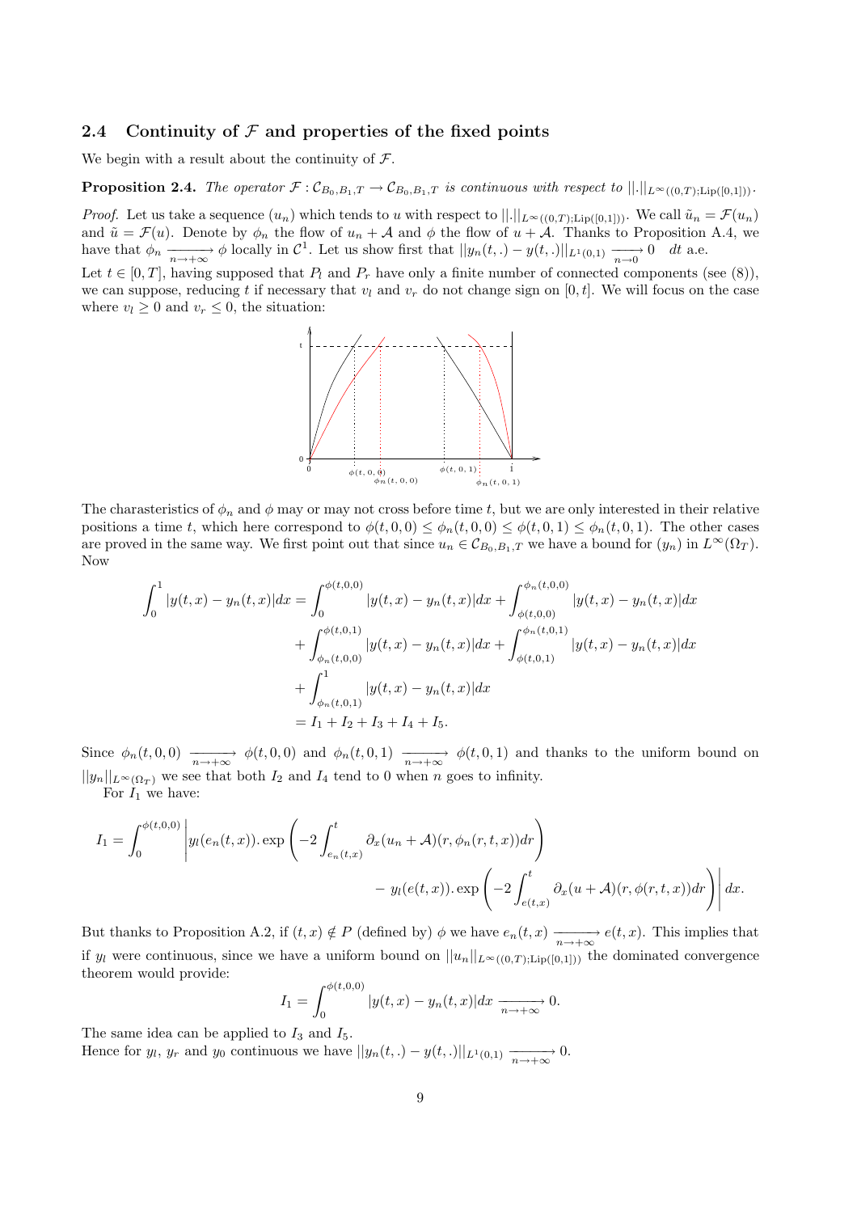## 2.4 Continuity of $\mathcal{F}$ and properties of the fixed points

We begin with a result about the continuity of $\mathcal{F}$.

**Proposition 2.4.** *The operator $\mathcal{F} : \mathcal{C}_{B_0,B_1,T} \to \mathcal{C}_{B_0,B_1,T}$ is continuous with respect to $||.||_{L^\infty((0,T);\mathrm{Lip}([0,1]))}$.*

*Proof.* Let us take a sequence $(u_n)$ which tends to $u$ with respect to $||.||_{L^\infty((0,T);\mathrm{Lip}([0,1]))}$. We call $\tilde{u}_n = \mathcal{F}(u_n)$ and $\tilde{u} = \mathcal{F}(u)$. Denote by $\phi_n$ the flow of $u_n + \mathcal{A}$ and $\phi$ the flow of $u + \mathcal{A}$. Thanks to Proposition A.4, we have that $\phi_n \xrightarrow[n\to+\infty]{} \phi$ locally in $\mathcal{C}^1$. Let us show first that $||y_n(t,.) - y(t,.)||_{L^1(0,1)} \xrightarrow[n\to 0]{} 0 \quad dt$ a.e.

Let $t \in [0,T]$, having supposed that $P_l$ and $P_r$ have only a finite number of connected components (see (8)), we can suppose, reducing $t$ if necessary that $v_l$ and $v_r$ do not change sign on $[0,t]$. We will focus on the case where $v_l \geq 0$ and $v_r \leq 0$, the situation:

The charasteristics of $\phi_n$ and $\phi$ may or may not cross before time $t$, but we are only interested in their relative positions a time $t$, which here correspond to $\phi(t,0,0) \leq \phi_n(t,0,0) \leq \phi(t,0,1) \leq \phi_n(t,0,1)$. The other cases are proved in the same way. We first point out that since $u_n \in \mathcal{C}_{B_0,B_1,T}$ we have a bound for $(y_n)$ in $L^\infty(\Omega_T)$. Now

$$
\begin{aligned}
\int_0^1 |y(t,x) - y_n(t,x)|dx &= \int_0^{\phi(t,0,0)} |y(t,x) - y_n(t,x)|dx + \int_{\phi(t,0,0)}^{\phi_n(t,0,0)} |y(t,x) - y_n(t,x)|dx \\
&+ \int_{\phi_n(t,0,0)}^{\phi(t,0,1)} |y(t,x) - y_n(t,x)|dx + \int_{\phi(t,0,1)}^{\phi_n(t,0,1)} |y(t,x) - y_n(t,x)|dx \\
&+ \int_{\phi_n(t,0,1)}^{1} |y(t,x) - y_n(t,x)|dx \\
&= I_1 + I_2 + I_3 + I_4 + I_5.
\end{aligned}
$$

Since $\phi_n(t,0,0) \xrightarrow[n\to+\infty]{} \phi(t,0,0)$ and $\phi_n(t,0,1) \xrightarrow[n\to+\infty]{} \phi(t,0,1)$ and thanks to the uniform bound on $||y_n||_{L^\infty(\Omega_T)}$ we see that both $I_2$ and $I_4$ tend to 0 when $n$ goes to infinity.

For $I_1$ we have:

$$
\begin{aligned}
I_1 = \int_0^{\phi(t,0,0)} \Bigg| y_l(e_n(t,x)).\exp\left(-2\int_{e_n(t,x)}^t \partial_x(u_n + \mathcal{A})(r,\phi_n(r,t,x))dr\right) \\
- y_l(e(t,x)).\exp\left(-2\int_{e(t,x)}^t \partial_x(u + \mathcal{A})(r,\phi(r,t,x))dr\right)\Bigg| dx.
\end{aligned}
$$

But thanks to Proposition A.2, if $(t,x) \notin P$ (defined by) $\phi$ we have $e_n(t,x) \xrightarrow[n\to+\infty]{} e(t,x)$. This implies that if $y_l$ were continuous, since we have a uniform bound on $||u_n||_{L^\infty((0,T);\mathrm{Lip}([0,1]))}$ the dominated convergence theorem would provide:

$$
I_1 = \int_0^{\phi(t,0,0)} |y(t,x) - y_n(t,x)|dx \xrightarrow[n\to+\infty]{} 0.
$$

The same idea can be applied to $I_3$ and $I_5$.

Hence for $y_l$, $y_r$ and $y_0$ continuous we have $||y_n(t,.) - y(t,.)||_{L^1(0,1)} \xrightarrow[n\to+\infty]{} 0$.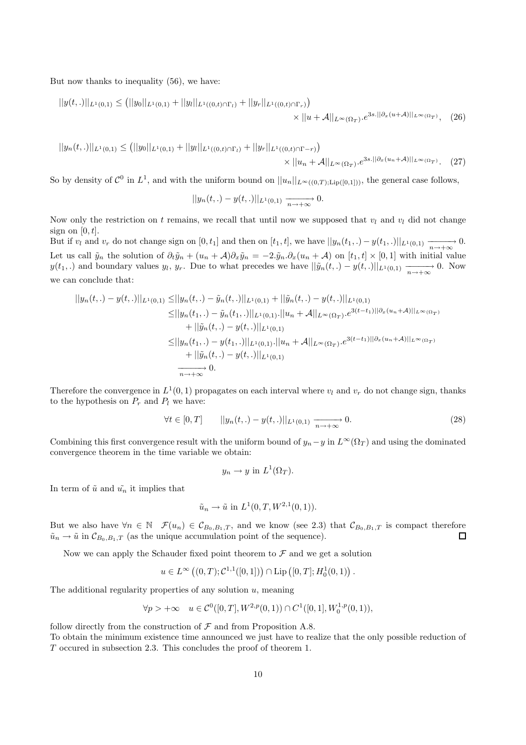But now thanks to inequality (56), we have:

$$||y(t,.)||_{L^1(0,1)} \leq \left(||y_0||_{L^1(0,1)} + ||y_l||_{L^1((0,t)\cap\Gamma_l)} + ||y_r||_{L^1((0,t)\cap\Gamma_r)}\right) \times ||u+\mathcal{A}||_{L^\infty(\Omega_T)}.e^{3s.||\partial_x(u+\mathcal{A})||_{L^\infty(\Omega_T)}}, \quad (26)$$

$$||y_n(t,.)||_{L^1(0,1)} \leq \left(||y_0||_{L^1(0,1)} + ||y_l||_{L^1((0,t)\cap\Gamma_l)} + ||y_r||_{L^1((0,t)\cap\Gamma-r)}\right) \times ||u_n+\mathcal{A}||_{L^\infty(\Omega_T)}.e^{3s.||\partial_x(u_n+\mathcal{A})||_{L^\infty(\Omega_T)}}. \quad (27)$$

So by density of $\mathcal{C}^0$ in $L^1$, and with the uniform bound on $||u_n||_{L^\infty((0,T);\text{Lip}([0,1]))}$, the general case follows,

$$||y_n(t,.) - y(t,.)||_{L^1(0,1)} \xrightarrow[n\to+\infty]{} 0.$$

Now only the restriction on $t$ remains, we recall that until now we supposed that $v_l$ and $v_l$ did not change sign on $[0,t]$.
But if $v_l$ and $v_r$ do not change sign on $[0,t_1]$ and then on $[t_1,t]$, we have $||y_n(t_1,.) - y(t_1,.)||_{L^1(0,1)} \xrightarrow[n\to+\infty]{} 0$. Let us call $\tilde{y}_n$ the solution of $\partial_t\tilde{y}_n + (u_n+\mathcal{A})\partial_x\tilde{y}_n = -2.\tilde{y}_n.\partial_x(u_n+\mathcal{A})$ on $[t_1,t]\times[0,1]$ with initial value $y(t_1,.)$ and boundary values $y_l$, $y_r$. Due to what precedes we have $||\tilde{y}_n(t,.) - y(t,.)||_{L^1(0,1)} \xrightarrow[n\to+\infty]{} 0$. Now we can conclude that:

$$\begin{aligned}
||y_n(t,.) - y(t,.)||_{L^1(0,1)} \leq& ||y_n(t,.) - \tilde{y}_n(t,.)||_{L^1(0,1)} + ||\tilde{y}_n(t,.) - y(t,.)||_{L^1(0,1)} \\
\leq& ||y_n(t_1,.) - \tilde{y}_n(t_1,.)||_{L^1(0,1)}.||u_n+\mathcal{A}||_{L^\infty(\Omega_T)}.e^{3(t-t_1)||\partial_x(u_n+\mathcal{A})||_{L^\infty(\Omega_T)}} \\
&+ ||\tilde{y}_n(t,.) - y(t,.)||_{L^1(0,1)} \\
\leq& ||y_n(t_1,.) - y(t_1,.)||_{L^1(0,1)}.||u_n+\mathcal{A}||_{L^\infty(\Omega_T)}.e^{3(t-t_1)||\partial_x(u_n+\mathcal{A})||_{L^\infty(\Omega_T)}} \\
&+ ||\tilde{y}_n(t,.) - y(t,.)||_{L^1(0,1)} \\
\xrightarrow[n\to+\infty]{}& 0.
\end{aligned}$$

Therefore the convergence in $L^1(0,1)$ propagates on each interval where $v_l$ and $v_r$ do not change sign, thanks to the hypothesis on $P_r$ and $P_l$ we have:

$$\forall t\in[0,T] \qquad ||y_n(t,.) - y(t,.)||_{L^1(0,1)} \xrightarrow[n\to+\infty]{} 0. \quad (28)$$

Combining this first convergence result with the uniform bound of $y_n - y$ in $L^\infty(\Omega_T)$ and using the dominated convergence theorem in the time variable we obtain:

$$y_n \to y \text{ in } L^1(\Omega_T).$$

In term of $\tilde{u}$ and $\tilde{u_n}$ it implies that

$$\tilde{u}_n \to \tilde{u} \text{ in } L^1(0,T,W^{2,1}(0,1)).$$

But we also have $\forall n\in\mathbb{N} \quad \mathcal{F}(u_n)\in\mathcal{C}_{B_0,B_1,T}$, and we know (see 2.3) that $\mathcal{C}_{B_0,B_1,T}$ is compact therefore $\tilde{u}_n \to \tilde{u}$ in $\mathcal{C}_{B_0,B_1,T}$ (as the unique accumulation point of the sequence). □

Now we can apply the Schauder fixed point theorem to $\mathcal{F}$ and we get a solution

$$u\in L^\infty\left((0,T);\mathcal{C}^{1,1}([0,1])\right)\cap\text{Lip}\left([0,T];H^1_0(0,1)\right).$$

The additional regularity properties of any solution $u$, meaning

$$\forall p > +\infty \quad u\in\mathcal{C}^0([0,T],W^{2,p}(0,1))\cap C^1([0,1],W^{1,p}_0(0,1)),$$

follow directly from the construction of $\mathcal{F}$ and from Proposition A.8.
To obtain the minimum existence time announced we just have to realize that the only possible reduction of $T$ occured in subsection 2.3. This concludes the proof of theorem 1.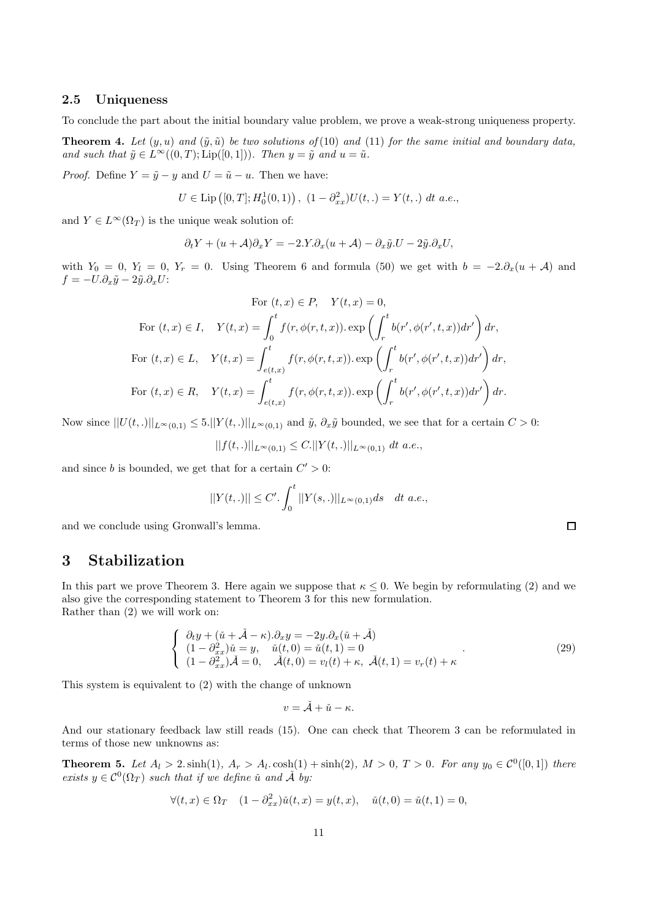### 2.5 Uniqueness

To conclude the part about the initial boundary value problem, we prove a weak-strong uniqueness property.

**Theorem 4.** *Let $(y, u)$ and $(\tilde{y}, \tilde{u})$ be two solutions of (10) and (11) for the same initial and boundary data, and such that $\tilde{y} \in L^\infty((0,T); \mathrm{Lip}([0,1]))$. Then $y = \tilde{y}$ and $u = \tilde{u}$.*

*Proof.* Define $Y = \tilde{y} - y$ and $U = \tilde{u} - u$. Then we have:

$$U \in \mathrm{Lip}\left([0,T]; H^1_0(0,1)\right), \ (1 - \partial^2_{xx})U(t,.) = Y(t,.) \ dt \ a.e.,$$

and $Y \in L^\infty(\Omega_T)$ is the unique weak solution of:

$$\partial_t Y + (u + \mathcal{A})\partial_x Y = -2.Y.\partial_x(u + \mathcal{A}) - \partial_x \tilde{y}.U - 2\tilde{y}.\partial_x U,$$

with $Y_0 = 0$, $Y_l = 0$, $Y_r = 0$. Using Theorem 6 and formula (50) we get with $b = -2.\partial_x(u + \mathcal{A})$ and $f = -U.\partial_x \tilde{y} - 2\tilde{y}.\partial_x U$:

$$\text{For } (t,x) \in P, \quad Y(t,x) = 0,$$

$$\text{For } (t,x) \in I, \quad Y(t,x) = \int_0^t f(r, \phi(r,t,x)). \exp\left(\int_r^t b(r', \phi(r',t,x))dr'\right) dr,$$

$$\text{For } (t,x) \in L, \quad Y(t,x) = \int_{e(t,x)}^t f(r, \phi(r,t,x)). \exp\left(\int_r^t b(r', \phi(r',t,x))dr'\right) dr,$$

$$\text{For } (t,x) \in R, \quad Y(t,x) = \int_{e(t,x)}^t f(r, \phi(r,t,x)). \exp\left(\int_r^t b(r', \phi(r',t,x))dr'\right) dr.$$

Now since $||U(t,.)||_{L^\infty(0,1)} \leq 5.||Y(t,.)||_{L^\infty(0,1)}$ and $\tilde{y}$, $\partial_x \tilde{y}$ bounded, we see that for a certain $C > 0$:

$$||f(t,.)||_{L^\infty(0,1)} \leq C.||Y(t,.)||_{L^\infty(0,1)} \ dt \ a.e.,$$

and since $b$ is bounded, we get that for a certain $C' > 0$:

$$||Y(t,.)|| \leq C'. \int_0^t ||Y(s,.)||_{L^\infty(0,1)} ds \quad dt \ a.e.,$$

and we conclude using Gronwall's lemma. $\square$

## 3 Stabilization

In this part we prove Theorem 3. Here again we suppose that $\kappa \leq 0$. We begin by reformulating (2) and we also give the corresponding statement to Theorem 3 for this new formulation.
Rather than (2) we will work on:

$$\begin{cases} \partial_t y + (\check{u} + \check{\mathcal{A}} - \kappa).\partial_x y = -2y.\partial_x(\check{u} + \check{\mathcal{A}}) \\ (1 - \partial^2_{xx})\check{u} = y, \quad \check{u}(t,0) = \check{u}(t,1) = 0 \\ (1 - \partial^2_{xx})\check{\mathcal{A}} = 0, \quad \check{\mathcal{A}}(t,0) = v_l(t) + \kappa, \ \check{\mathcal{A}}(t,1) = v_r(t) + \kappa \end{cases}. \tag{29}$$

This system is equivalent to (2) with the change of unknown

$$v = \check{\mathcal{A}} + \check{u} - \kappa.$$

And our stationary feedback law still reads (15). One can check that Theorem 3 can be reformulated in terms of those new unknowns as:

**Theorem 5.** *Let $A_l > 2.\sinh(1)$, $A_r > A_l.\cosh(1) + \sinh(2)$, $M > 0$, $T > 0$. For any $y_0 \in \mathcal{C}^0([0,1])$ there exists $y \in \mathcal{C}^0(\Omega_T)$ such that if we define $\check{u}$ and $\check{\mathcal{A}}$ by:*

$$\forall (t,x) \in \Omega_T \quad (1 - \partial^2_{xx})\check{u}(t,x) = y(t,x), \quad \check{u}(t,0) = \check{u}(t,1) = 0,$$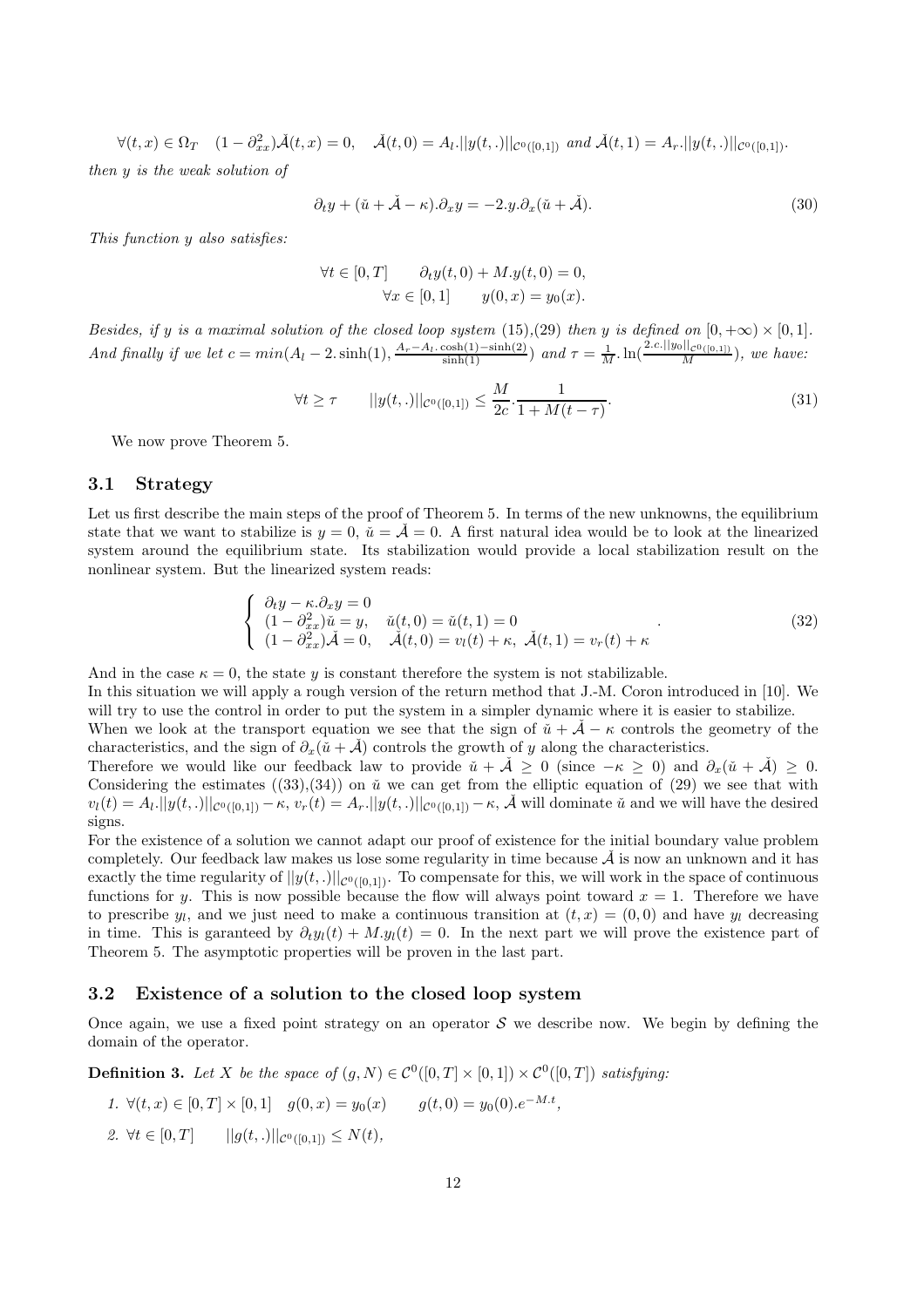$$\forall(t,x)\in\Omega_T \quad (1-\partial_{xx}^2)\check{\mathcal{A}}(t,x)=0, \quad \check{\mathcal{A}}(t,0)=A_l.||y(t,.)||_{\mathcal{C}^0([0,1])} \text{ and } \check{\mathcal{A}}(t,1)=A_r.||y(t,.)||_{\mathcal{C}^0([0,1])}.$$

*then $y$ is the weak solution of*

$$\partial_t y+(\check{u}+\check{\mathcal{A}}-\kappa).\partial_x y=-2.y.\partial_x(\check{u}+\check{\mathcal{A}}). \tag{30}$$

*This function $y$ also satisfies:*

$$\forall t\in[0,T] \qquad \partial_t y(t,0)+M.y(t,0)=0,$$
$$\forall x\in[0,1] \qquad y(0,x)=y_0(x).$$

*Besides, if $y$ is a maximal solution of the closed loop system* (15),(29) *then $y$ is defined on $[0,+\infty)\times[0,1]$. And finally if we let $c=min(A_l-2.\sinh(1),\frac{A_r-A_l.\cosh(1)-\sinh(2)}{\sinh(1)})$ and $\tau=\frac{1}{M}.\ln(\frac{2.c.||y_0||_{\mathcal{C}^0([0,1])}}{M})$, we have:*

$$\forall t\geq\tau \qquad ||y(t,.)||_{\mathcal{C}^0([0,1])}\leq\frac{M}{2c}.\frac{1}{1+M(t-\tau)}. \tag{31}$$

We now prove Theorem 5.

## 3.1 Strategy

Let us first describe the main steps of the proof of Theorem 5. In terms of the new unknowns, the equilibrium state that we want to stabilize is $y=0$, $\check{u}=\check{\mathcal{A}}=0$. A first natural idea would be to look at the linearized system around the equilibrium state. Its stabilization would provide a local stabilization result on the nonlinear system. But the linearized system reads:

$$\left\{\begin{array}{l}\partial_t y-\kappa.\partial_x y=0\\(1-\partial_{xx}^2)\check{u}=y, \quad \check{u}(t,0)=\check{u}(t,1)=0\\(1-\partial_{xx}^2)\check{\mathcal{A}}=0, \quad \check{\mathcal{A}}(t,0)=v_l(t)+\kappa,\ \check{\mathcal{A}}(t,1)=v_r(t)+\kappa\end{array}\right. . \tag{32}$$

And in the case $\kappa=0$, the state $y$ is constant therefore the system is not stabilizable.
In this situation we will apply a rough version of the return method that J.-M. Coron introduced in [10]. We will try to use the control in order to put the system in a simpler dynamic where it is easier to stabilize.
When we look at the transport equation we see that the sign of $\check{u}+\check{\mathcal{A}}-\kappa$ controls the geometry of the characteristics, and the sign of $\partial_x(\check{u}+\check{\mathcal{A}})$ controls the growth of $y$ along the characteristics.
Therefore we would like our feedback law to provide $\check{u}+\check{\mathcal{A}}\geq 0$ (since $-\kappa\geq 0$) and $\partial_x(\check{u}+\check{\mathcal{A}})\geq 0$. Considering the estimates ((33),(34)) on $\check{u}$ we can get from the elliptic equation of (29) we see that with $v_l(t)=A_l.||y(t,.)||_{\mathcal{C}^0([0,1])}-\kappa$, $v_r(t)=A_r.||y(t,.)||_{\mathcal{C}^0([0,1])}-\kappa$, $\check{\mathcal{A}}$ will dominate $\check{u}$ and we will have the desired signs.
For the existence of a solution we cannot adapt our proof of existence for the initial boundary value problem completely. Our feedback law makes us lose some regularity in time because $\check{\mathcal{A}}$ is now an unknown and it has exactly the time regularity of $||y(t,.)||_{\mathcal{C}^0([0,1])}$. To compensate for this, we will work in the space of continuous functions for $y$. This is now possible because the flow will always point toward $x=1$. Therefore we have to prescribe $y_l$, and we just need to make a continuous transition at $(t,x)=(0,0)$ and have $y_l$ decreasing in time. This is garanteed by $\partial_t y_l(t)+M.y_l(t)=0$. In the next part we will prove the existence part of Theorem 5. The asymptotic properties will be proven in the last part.

## 3.2 Existence of a solution to the closed loop system

Once again, we use a fixed point strategy on an operator $\mathcal{S}$ we describe now. We begin by defining the domain of the operator.

**Definition 3.** *Let $X$ be the space of $(g,N)\in\mathcal{C}^0([0,T]\times[0,1])\times\mathcal{C}^0([0,T])$ satisfying:*

1. $\forall(t,x)\in[0,T]\times[0,1] \quad g(0,x)=y_0(x) \qquad g(t,0)=y_0(0).e^{-M.t}$,
2. $\forall t\in[0,T] \qquad ||g(t,.)||_{\mathcal{C}^0([0,1])}\leq N(t)$,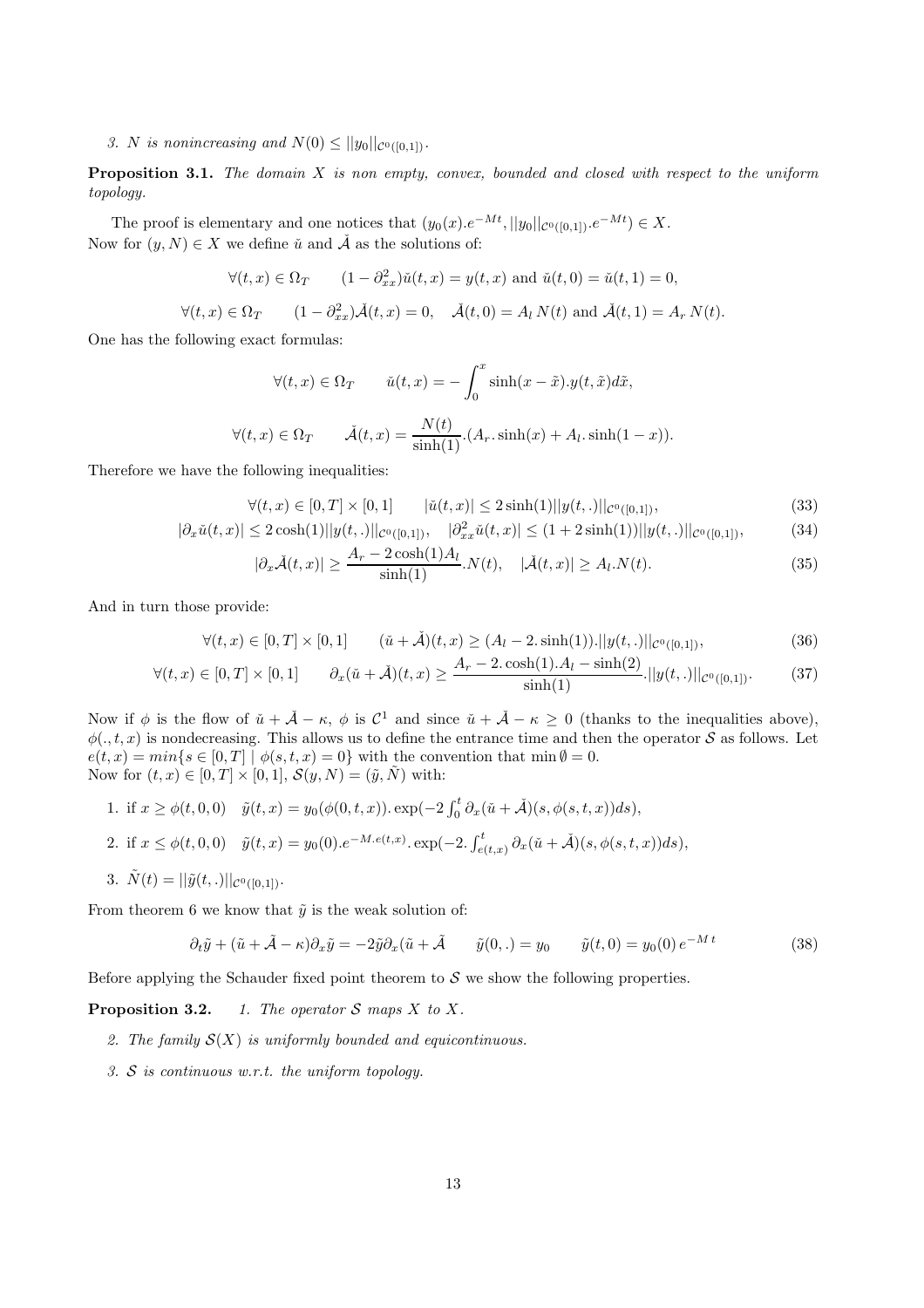*3. $N$ is nonincreasing and $N(0) \leq ||y_0||_{\mathcal{C}^0([0,1])}$.*

**Proposition 3.1.** *The domain $X$ is non empty, convex, bounded and closed with respect to the uniform topology.*

The proof is elementary and one notices that $(y_0(x).e^{-Mt}, ||y_0||_{\mathcal{C}^0([0,1])}.e^{-Mt}) \in X$.
Now for $(y, N) \in X$ we define $\check{u}$ and $\check{\mathcal{A}}$ as the solutions of:

$$\forall (t,x) \in \Omega_T \qquad (1 - \partial^2_{xx})\check{u}(t,x) = y(t,x) \text{ and } \check{u}(t,0) = \check{u}(t,1) = 0,$$

$$\forall (t,x) \in \Omega_T \qquad (1 - \partial^2_{xx})\check{\mathcal{A}}(t,x) = 0, \quad \check{\mathcal{A}}(t,0) = A_l\, N(t) \text{ and } \check{\mathcal{A}}(t,1) = A_r\, N(t).$$

One has the following exact formulas:

$$\forall (t,x) \in \Omega_T \qquad \check{u}(t,x) = -\int_0^x \sinh(x - \tilde{x}).y(t,\tilde{x})d\tilde{x},$$

$$\forall (t,x) \in \Omega_T \qquad \check{\mathcal{A}}(t,x) = \frac{N(t)}{\sinh(1)}.(A_r.\sinh(x) + A_l.\sinh(1-x)).$$

Therefore we have the following inequalities:

$$\forall (t,x) \in [0,T] \times [0,1] \qquad |\check{u}(t,x)| \leq 2\sinh(1)||y(t,.)||_{\mathcal{C}^0([0,1])}, \tag{33}$$

$$|\partial_x \check{u}(t,x)| \leq 2\cosh(1)||y(t,.)||_{\mathcal{C}^0([0,1])}, \quad |\partial^2_{xx}\check{u}(t,x)| \leq (1 + 2\sinh(1))||y(t,.)||_{\mathcal{C}^0([0,1])}, \tag{34}$$

$$|\partial_x \check{\mathcal{A}}(t,x)| \geq \frac{A_r - 2\cosh(1)A_l}{\sinh(1)}.N(t), \quad |\check{\mathcal{A}}(t,x)| \geq A_l.N(t). \tag{35}$$

And in turn those provide:

$$\forall (t,x) \in [0,T] \times [0,1] \qquad (\check{u} + \check{\mathcal{A}})(t,x) \geq (A_l - 2.\sinh(1)).||y(t,.)||_{\mathcal{C}^0([0,1])}, \tag{36}$$

$$\forall (t,x) \in [0,T] \times [0,1] \qquad \partial_x(\check{u} + \check{\mathcal{A}})(t,x) \geq \frac{A_r - 2.\cosh(1).A_l - \sinh(2)}{\sinh(1)}.||y(t,.)||_{\mathcal{C}^0([0,1])}. \tag{37}$$

Now if $\phi$ is the flow of $\check{u} + \check{\mathcal{A}} - \kappa$, $\phi$ is $\mathcal{C}^1$ and since $\check{u} + \check{\mathcal{A}} - \kappa \geq 0$ (thanks to the inequalities above), $\phi(.,t,x)$ is nondecreasing. This allows us to define the entrance time and then the operator $\mathcal{S}$ as follows. Let $e(t,x) = min\{s \in [0,T] \mid \phi(s,t,x) = 0\}$ with the convention that $\min \emptyset = 0$.
Now for $(t,x) \in [0,T] \times [0,1]$, $\mathcal{S}(y,N) = (\tilde{y}, \tilde{N})$ with:

1. if $x \geq \phi(t,0,0)$ $\quad \tilde{y}(t,x) = y_0(\phi(0,t,x)).\exp(-2\int_0^t \partial_x(\check{u} + \check{\mathcal{A}})(s,\phi(s,t,x))ds)$,
2. if $x \leq \phi(t,0,0)$ $\quad \tilde{y}(t,x) = y_0(0).e^{-M.e(t,x)}.\exp(-2.\int_{e(t,x)}^t \partial_x(\check{u} + \check{\mathcal{A}})(s,\phi(s,t,x))ds)$,
3. $\tilde{N}(t) = ||\tilde{y}(t,.)||_{\mathcal{C}^0([0,1])}$.

From theorem 6 we know that $\tilde{y}$ is the weak solution of:

$$\partial_t \tilde{y} + (\check{u} + \tilde{\mathcal{A}} - \kappa)\partial_x \tilde{y} = -2\tilde{y}\partial_x(\check{u} + \tilde{\mathcal{A}} \qquad \tilde{y}(0,.) = y_0 \qquad \tilde{y}(t,0) = y_0(0)\, e^{-M\,t} \tag{38}$$

Before applying the Schauder fixed point theorem to $\mathcal{S}$ we show the following properties.

**Proposition 3.2.** *1. The operator $\mathcal{S}$ maps $X$ to $X$.*

*2. The family $\mathcal{S}(X)$ is uniformly bounded and equicontinuous.*

*3. $\mathcal{S}$ is continuous w.r.t. the uniform topology.*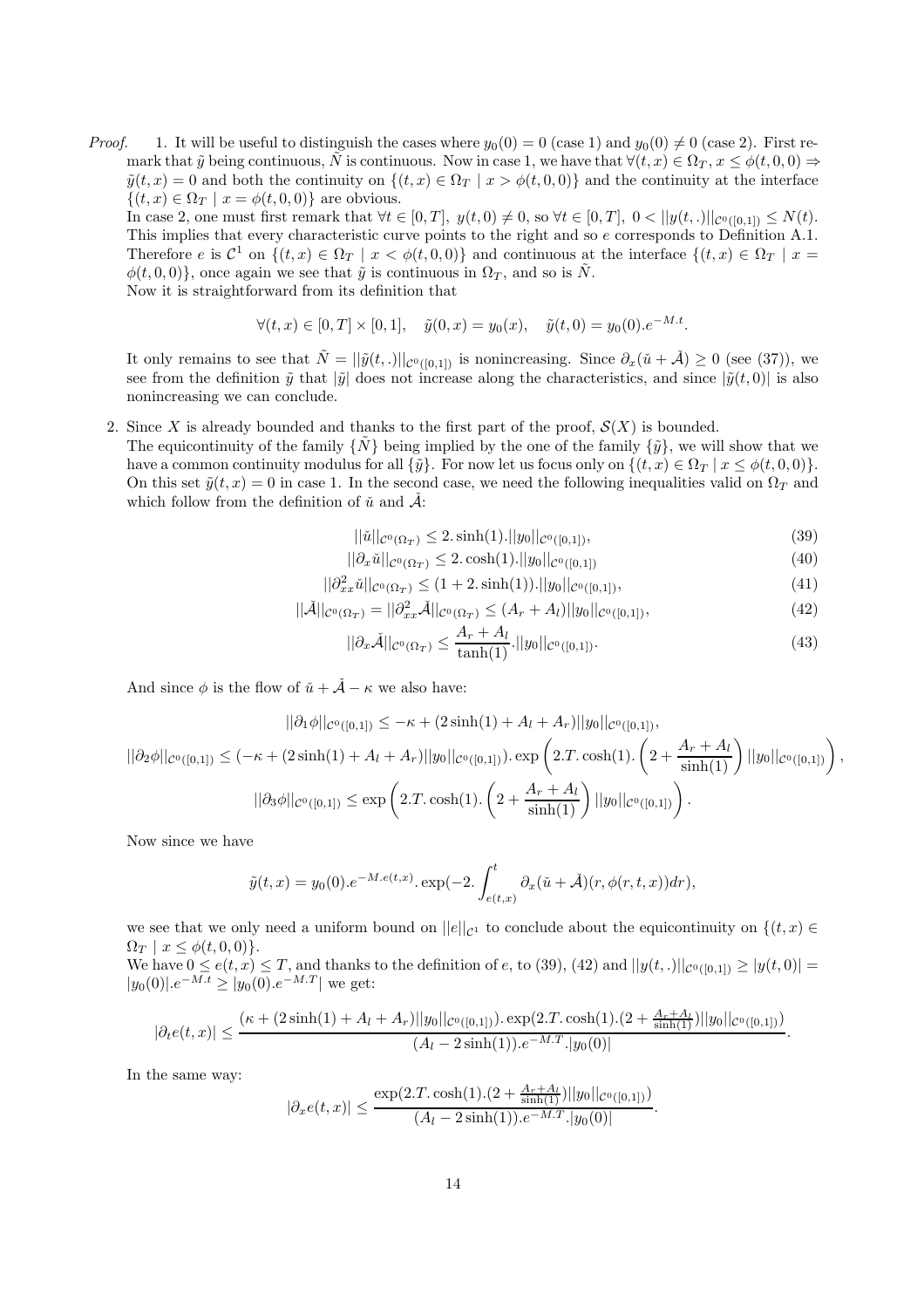*Proof.* 1. It will be useful to distinguish the cases where $y_0(0) = 0$ (case 1) and $y_0(0) \neq 0$ (case 2). First remark that $\tilde{y}$ being continuous, $\tilde{N}$ is continuous. Now in case 1, we have that $\forall (t,x) \in \Omega_T,\, x \leq \phi(t,0,0) \Rightarrow \tilde{y}(t,x) = 0$ and both the continuity on $\{(t,x) \in \Omega_T \mid x > \phi(t,0,0)\}$ and the continuity at the interface $\{(t,x) \in \Omega_T \mid x = \phi(t,0,0)\}$ are obvious.

In case 2, one must first remark that $\forall t \in [0,T],\ y(t,0) \neq 0$, so $\forall t \in [0,T],\ 0 < ||y(t,.)||_{\mathcal{C}^0([0,1])} \leq N(t)$. This implies that every characteristic curve points to the right and so $e$ corresponds to Definition A.1. Therefore $e$ is $\mathcal{C}^1$ on $\{(t,x) \in \Omega_T \mid x < \phi(t,0,0)\}$ and continuous at the interface $\{(t,x) \in \Omega_T \mid x = \phi(t,0,0)\}$, once again we see that $\tilde{y}$ is continuous in $\Omega_T$, and so is $\tilde{N}$.

Now it is straightforward from its definition that

$$\forall (t,x) \in [0,T] \times [0,1], \quad \tilde{y}(0,x) = y_0(x), \quad \tilde{y}(t,0) = y_0(0).e^{-M.t}.$$

It only remains to see that $\tilde{N} = ||\tilde{y}(t,.)||_{\mathcal{C}^0([0,1])}$ is nonincreasing. Since $\partial_x(\breve{u} + \breve{\mathcal{A}}) \geq 0$ (see (37)), we see from the definition $\tilde{y}$ that $|\tilde{y}|$ does not increase along the characteristics, and since $|\tilde{y}(t,0)|$ is also nonincreasing we can conclude.

2. Since $X$ is already bounded and thanks to the first part of the proof, $\mathcal{S}(X)$ is bounded.

The equicontinuity of the family $\{\tilde{N}\}$ being implied by the one of the family $\{\tilde{y}\}$, we will show that we have a common continuity modulus for all $\{\tilde{y}\}$. For now let us focus only on $\{(t,x) \in \Omega_T \mid x \leq \phi(t,0,0)\}$. On this set $\tilde{y}(t,x) = 0$ in case 1. In the second case, we need the following inequalities valid on $\Omega_T$ and which follow from the definition of $\breve{u}$ and $\breve{\mathcal{A}}$:

$$||\breve{u}||_{\mathcal{C}^0(\Omega_T)} \leq 2.\sinh(1).||y_0||_{\mathcal{C}^0([0,1])}, \tag{39}$$

$$||\partial_x \breve{u}||_{\mathcal{C}^0(\Omega_T)} \leq 2.\cosh(1).||y_0||_{\mathcal{C}^0([0,1])} \tag{40}$$

$$||\partial_{xx}^2 \breve{u}||_{\mathcal{C}^0(\Omega_T)} \leq (1 + 2.\sinh(1)).||y_0||_{\mathcal{C}^0([0,1])}, \tag{41}$$

$$||\breve{\mathcal{A}}||_{\mathcal{C}^0(\Omega_T)} = ||\partial_{xx}^2 \breve{\mathcal{A}}||_{\mathcal{C}^0(\Omega_T)} \leq (A_r + A_l)||y_0||_{\mathcal{C}^0([0,1])}, \tag{42}$$

$$||\partial_x \breve{\mathcal{A}}||_{\mathcal{C}^0(\Omega_T)} \leq \frac{A_r + A_l}{\tanh(1)}.||y_0||_{\mathcal{C}^0([0,1])}. \tag{43}$$

And since $\phi$ is the flow of $\breve{u} + \breve{\mathcal{A}} - \kappa$ we also have:

$$||\partial_1 \phi||_{\mathcal{C}^0([0,1])} \leq -\kappa + (2\sinh(1) + A_l + A_r)||y_0||_{\mathcal{C}^0([0,1])},$$

$$||\partial_2 \phi||_{\mathcal{C}^0([0,1])} \leq (-\kappa + (2\sinh(1) + A_l + A_r)||y_0||_{\mathcal{C}^0([0,1])}).\exp\left(2.T.\cosh(1).\left(2 + \frac{A_r + A_l}{\sinh(1)}\right)||y_0||_{\mathcal{C}^0([0,1])}\right),$$

$$||\partial_3 \phi||_{\mathcal{C}^0([0,1])} \leq \exp\left(2.T.\cosh(1).\left(2 + \frac{A_r + A_l}{\sinh(1)}\right)||y_0||_{\mathcal{C}^0([0,1])}\right).$$

Now since we have

$$\tilde{y}(t,x) = y_0(0).e^{-M.e(t,x)}.\exp(-2.\int_{e(t,x)}^{t} \partial_x(\breve{u} + \breve{\mathcal{A}})(r, \phi(r,t,x))dr),$$

we see that we only need a uniform bound on $||e||_{\mathcal{C}^1}$ to conclude about the equicontinuity on $\{(t,x) \in \Omega_T \mid x \leq \phi(t,0,0)\}$.

We have $0 \leq e(t,x) \leq T$, and thanks to the definition of $e$, to (39), (42) and $||y(t,.)||_{\mathcal{C}^0([0,1])} \geq |y(t,0)| = |y_0(0)|.e^{-M.t} \geq |y_0(0).e^{-M.T}|$ we get:

$$|\partial_t e(t,x)| \leq \frac{(\kappa + (2\sinh(1) + A_l + A_r)||y_0||_{\mathcal{C}^0([0,1])}).\exp(2.T.\cosh(1).(2 + \frac{A_r + A_l}{\sinh(1)})||y_0||_{\mathcal{C}^0([0,1])})}{(A_l - 2\sinh(1)).e^{-M.T}.|y_0(0)|}.$$

In the same way:

$$|\partial_x e(t,x)| \leq \frac{\exp(2.T.\cosh(1).(2 + \frac{A_r + A_l}{\sinh(1)})||y_0||_{\mathcal{C}^0([0,1])})}{(A_l - 2\sinh(1)).e^{-M.T}.|y_0(0)|}.$$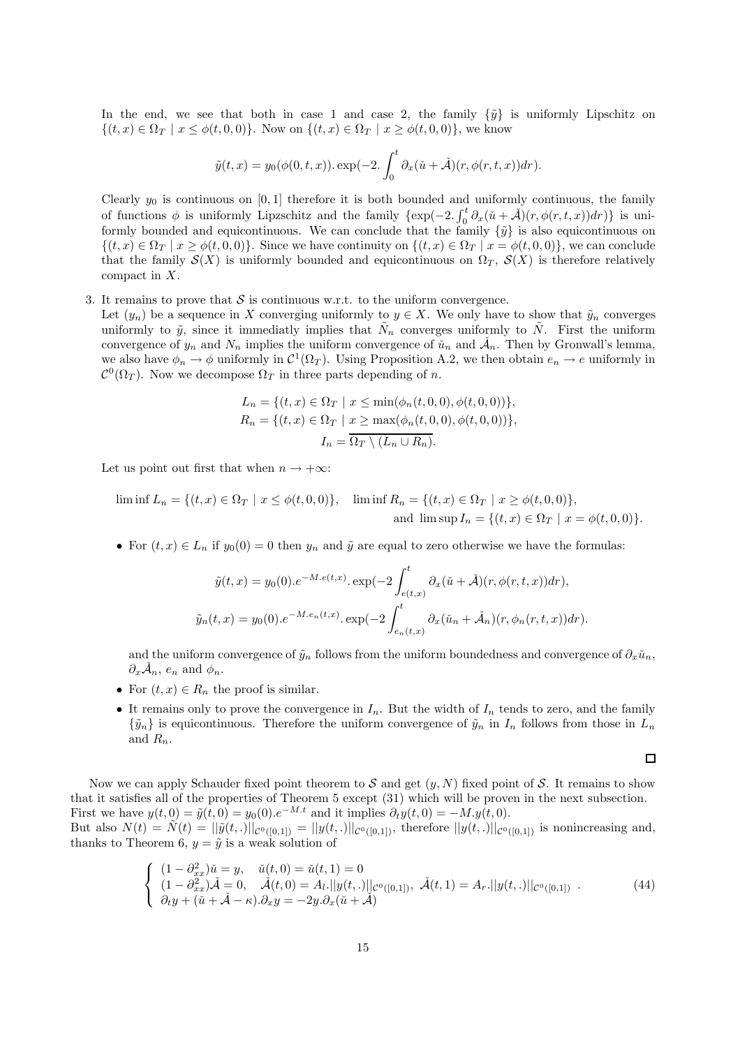In the end, we see that both in case 1 and case 2, the family $\{\tilde{y}\}$ is uniformly Lipschitz on $\{(t,x) \in \Omega_T \mid x \leq \phi(t,0,0)\}$. Now on $\{(t,x) \in \Omega_T \mid x \geq \phi(t,0,0)\}$, we know

$$\tilde{y}(t,x) = y_0(\phi(0,t,x)).\exp(-2.\int_0^t \partial_x(\check{u}+\check{\mathcal{A}})(r,\phi(r,t,x))dr).$$

Clearly $y_0$ is continuous on $[0,1]$ therefore it is both bounded and uniformly continuous, the family of functions $\phi$ is uniformly Lipzschitz and the family $\{\exp(-2.\int_0^t \partial_x(\check{u}+\check{\mathcal{A}})(r,\phi(r,t,x))dr)\}$ is uniformly bounded and equicontinuous. We can conclude that the family $\{\tilde{y}\}$ is also equicontinuous on $\{(t,x) \in \Omega_T \mid x \geq \phi(t,0,0)\}$. Since we have continuity on $\{(t,x) \in \Omega_T \mid x = \phi(t,0,0)\}$, we can conclude that the family $\mathcal{S}(X)$ is uniformly bounded and equicontinuous on $\Omega_T$, $\mathcal{S}(X)$ is therefore relatively compact in $X$.

3. It remains to prove that $\mathcal{S}$ is continuous w.r.t. to the uniform convergence.
Let $(y_n)$ be a sequence in $X$ converging uniformly to $y \in X$. We only have to show that $\tilde{y}_n$ converges uniformly to $\tilde{y}$, since it immediatly implies that $\tilde{N}_n$ converges uniformly to $\tilde{N}$. First the uniform convergence of $y_n$ and $N_n$ implies the uniform convergence of $\check{u}_n$ and $\check{\mathcal{A}}_n$. Then by Gronwall's lemma, we also have $\phi_n \to \phi$ uniformly in $\mathcal{C}^1(\Omega_T)$. Using Proposition A.2, we then obtain $e_n \to e$ uniformly in $\mathcal{C}^0(\Omega_T)$. Now we decompose $\Omega_T$ in three parts depending of $n$.

$$L_n = \{(t,x) \in \Omega_T \mid x \leq \min(\phi_n(t,0,0),\phi(t,0,0))\},$$
$$R_n = \{(t,x) \in \Omega_T \mid x \geq \max(\phi_n(t,0,0),\phi(t,0,0))\},$$
$$I_n = \overline{\Omega_T \setminus (L_n \cup R_n)}.$$

Let us point out first that when $n \to +\infty$:

$$\liminf L_n = \{(t,x) \in \Omega_T \mid x \leq \phi(t,0,0)\}, \quad \liminf R_n = \{(t,x) \in \Omega_T \mid x \geq \phi(t,0,0)\},$$
$$\text{and } \limsup I_n = \{(t,x) \in \Omega_T \mid x = \phi(t,0,0)\}.$$

- For $(t,x) \in L_n$ if $y_0(0) = 0$ then $y_n$ and $\tilde{y}$ are equal to zero otherwise we have the formulas:

$$\tilde{y}(t,x) = y_0(0).e^{-M.e(t,x)}.\exp(-2\int_{e(t,x)}^t \partial_x(\check{u}+\check{\mathcal{A}})(r,\phi(r,t,x))dr),$$
$$\tilde{y}_n(t,x) = y_0(0).e^{-M.e_n(t,x)}.\exp(-2\int_{e_n(t,x)}^t \partial_x(\check{u}_n+\check{\mathcal{A}}_n)(r,\phi_n(r,t,x))dr).$$

  and the uniform convergence of $\tilde{y}_n$ follows from the uniform boundedness and convergence of $\partial_x\check{u}_n$, $\partial_x\check{\mathcal{A}}_n$, $e_n$ and $\phi_n$.
- For $(t,x) \in R_n$ the proof is similar.
- It remains only to prove the convergence in $I_n$. But the width of $I_n$ tends to zero, and the family $\{\tilde{y}_n\}$ is equicontinuous. Therefore the uniform convergence of $\tilde{y}_n$ in $I_n$ follows from those in $L_n$ and $R_n$.

□

Now we can apply Schauder fixed point theorem to $\mathcal{S}$ and get $(y,N)$ fixed point of $\mathcal{S}$. It remains to show that it satisfies all of the properties of Theorem 5 except (31) which will be proven in the next subsection. First we have $y(t,0) = \tilde{y}(t,0) = y_0(0).e^{-M.t}$ and it implies $\partial_t y(t,0) = -M.y(t,0)$.
But also $N(t) = \tilde{N}(t) = ||\tilde{y}(t,.)||_{\mathcal{C}^0([0,1])} = ||y(t,.)||_{\mathcal{C}^0([0,1])}$, therefore $||y(t,.)||_{\mathcal{C}^0([0,1])}$ is nonincreasing and, thanks to Theorem 6, $y = \tilde{y}$ is a weak solution of

$$\left\{ \begin{array}{l} (1-\partial_{xx}^2)\check{u} = y, \quad \check{u}(t,0) = \check{u}(t,1) = 0 \\ (1-\partial_{xx}^2)\check{\mathcal{A}} = 0, \quad \check{\mathcal{A}}(t,0) = A_l.||y(t,.)||_{\mathcal{C}^0([0,1])}, \ \check{\mathcal{A}}(t,1) = A_r.||y(t,.)||_{\mathcal{C}^0([0,1])} \\ \partial_t y + (\check{u}+\check{\mathcal{A}}-\kappa).\partial_x y = -2y.\partial_x(\check{u}+\check{\mathcal{A}}) \end{array} \right. . \tag{44}$$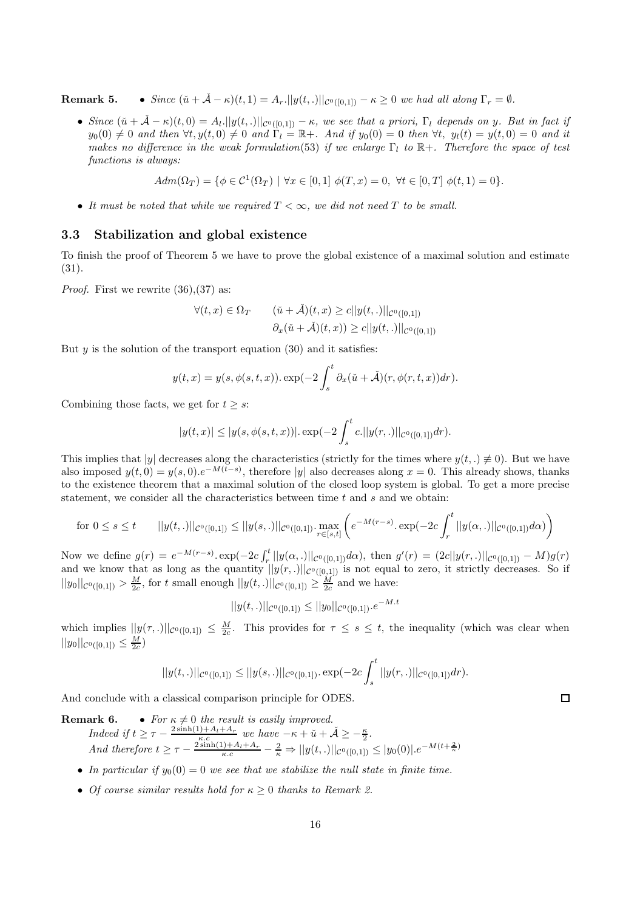**Remark 5.**

- *Since $(\check{u}+\check{\mathcal{A}}-\kappa)(t,1) = A_r.||y(t,.)||_{\mathcal{C}^0([0,1])}-\kappa \geq 0$ we had all along $\Gamma_r = \emptyset$.*
- *Since $(\check{u}+\check{\mathcal{A}}-\kappa)(t,0) = A_l.||y(t,.)||_{\mathcal{C}^0([0,1])}-\kappa$, we see that a priori, $\Gamma_l$ depends on $y$. But in fact if $y_0(0)\neq 0$ and then $\forall t, y(t,0)\neq 0$ and $\Gamma_l = \mathbb{R}+$. And if $y_0(0)=0$ then $\forall t,\ y_l(t) = y(t,0) = 0$ and it makes no difference in the weak formulation(53) if we enlarge $\Gamma_l$ to $\mathbb{R}+$. Therefore the space of test functions is always:*

$$Adm(\Omega_T) = \{\phi \in \mathcal{C}^1(\Omega_T) \mid \forall x\in[0,1]\ \phi(T,x) = 0,\ \forall t\in[0,T]\ \phi(t,1) = 0\}.$$

- *It must be noted that while we required $T<\infty$, we did not need $T$ to be small.*

### 3.3 Stabilization and global existence

To finish the proof of Theorem 5 we have to prove the global existence of a maximal solution and estimate (31).

*Proof.* First we rewrite (36),(37) as:

$$\forall (t,x)\in\Omega_T \qquad (\check{u}+\check{\mathcal{A}})(t,x) \geq c||y(t,.)||_{\mathcal{C}^0([0,1])}$$
$$\partial_x(\check{u}+\check{\mathcal{A}})(t,x)) \geq c||y(t,.)||_{\mathcal{C}^0([0,1])}$$

But $y$ is the solution of the transport equation (30) and it satisfies:

$$y(t,x) = y(s,\phi(s,t,x)).\exp(-2\int_s^t \partial_x(\check{u}+\check{\mathcal{A}})(r,\phi(r,t,x))dr).$$

Combining those facts, we get for $t\geq s$:

$$|y(t,x)| \leq |y(s,\phi(s,t,x))|.\exp(-2\int_s^t c.||y(r,.)||_{\mathcal{C}^0([0,1])}dr).$$

This implies that $|y|$ decreases along the characteristics (strictly for the times where $y(t,.)\not\equiv 0$). But we have also imposed $y(t,0) = y(s,0).e^{-M(t-s)}$, therefore $|y|$ also decreases along $x=0$. This already shows, thanks to the existence theorem that a maximal solution of the closed loop system is global. To get a more precise statement, we consider all the characteristics between time $t$ and $s$ and we obtain:

$$\text{for } 0\leq s\leq t \qquad ||y(t,.)||_{\mathcal{C}^0([0,1])} \leq ||y(s,.)||_{\mathcal{C}^0([0,1])}.\max_{r\in[s,t]}\left(e^{-M(r-s)}.\exp(-2c\int_r^t ||y(\alpha,.)||_{\mathcal{C}^0([0,1])}d\alpha)\right)$$

Now we define $g(r) = e^{-M(r-s)}.\exp(-2c\int_r^t ||y(\alpha,.)||_{\mathcal{C}^0([0,1])}d\alpha)$, then $g'(r) = (2c||y(r,.)||_{\mathcal{C}^0([0,1])}-M)g(r)$ and we know that as long as the quantity $||y(r,.)||_{\mathcal{C}^0([0,1])}$ is not equal to zero, it strictly decreases. So if $||y_0||_{\mathcal{C}^0([0,1])} > \frac{M}{2c}$, for $t$ small enough $||y(t,.)||_{\mathcal{C}^0([0,1])} \geq \frac{M}{2c}$ and we have:

$$||y(t,.)||_{\mathcal{C}^0([0,1])} \leq ||y_0||_{\mathcal{C}^0([0,1])}.e^{-M.t}$$

which implies $||y(\tau,.)||_{\mathcal{C}^0([0,1])} \leq \frac{M}{2c}$. This provides for $\tau\leq s\leq t$, the inequality (which was clear when $||y_0||_{\mathcal{C}^0([0,1])} \leq \frac{M}{2c}$)

$$||y(t,.)||_{\mathcal{C}^0([0,1])} \leq ||y(s,.)||_{\mathcal{C}^0([0,1])}.\exp(-2c\int_s^t ||y(r,.)||_{\mathcal{C}^0([0,1])}dr).$$

And conclude with a classical comparison principle for ODES. ∎

**Remark 6.**

- *For $\kappa\neq 0$ the result is easily improved.*
  *Indeed if $t\geq \tau - \frac{2\sinh(1)+A_l+A_r}{\kappa.c}$ we have $-\kappa+\check{u}+\check{\mathcal{A}} \geq -\frac{\kappa}{2}$.*
  *And therefore $t\geq \tau - \frac{2\sinh(1)+A_l+A_r}{\kappa.c} - \frac{2}{\kappa} \Rightarrow ||y(t,.)||_{\mathcal{C}^0([0,1])} \leq |y_0(0)|.e^{-M(t+\frac{2}{\kappa})}$*
- *In particular if $y_0(0)=0$ we see that we stabilize the null state in finite time.*
- *Of course similar results hold for $\kappa\geq 0$ thanks to Remark 2.*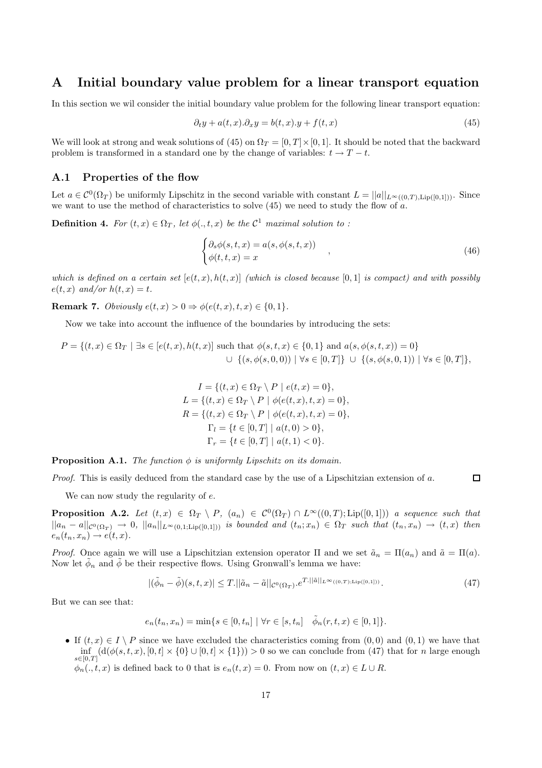# A Initial boundary value problem for a linear transport equation

In this section we wil consider the initial boundary value problem for the following linear transport equation:

$$\partial_t y + a(t,x).\partial_x y = b(t,x).y + f(t,x) \tag{45}$$

We will look at strong and weak solutions of (45) on $\Omega_T = [0,T]\times[0,1]$. It should be noted that the backward problem is transformed in a standard one by the change of variables: $t \to T-t$.

## A.1 Properties of the flow

Let $a \in \mathcal{C}^0(\Omega_T)$ be uniformly Lipschitz in the second variable with constant $L = ||a||_{L^\infty((0,T),\mathrm{Lip}([0,1]))}$. Since we want to use the method of characteristics to solve (45) we need to study the flow of $a$.

**Definition 4.** *For $(t,x) \in \Omega_T$, let $\phi(.,t,x)$ be the $\mathcal{C}^1$ maximal solution to :*

$$\begin{cases} \partial_s \phi(s,t,x) = a(s,\phi(s,t,x)) \\ \phi(t,t,x) = x \end{cases}, \tag{46}$$

*which is defined on a certain set $[e(t,x),h(t,x)]$ (which is closed because $[0,1]$ is compact) and with possibly $e(t,x)$ and/or $h(t,x)=t$.*

**Remark 7.** *Obviously $e(t,x) > 0 \Rightarrow \phi(e(t,x),t,x) \in \{0,1\}$.*

Now we take into account the influence of the boundaries by introducing the sets:

$$P = \{(t,x) \in \Omega_T \mid \exists s \in [e(t,x),h(t,x)] \text{ such that } \phi(s,t,x) \in \{0,1\} \text{ and } a(s,\phi(s,t,x)) = 0\}$$
$$\cup\ \{(s,\phi(s,0,0)) \mid \forall s \in [0,T]\}\ \cup\ \{(s,\phi(s,0,1)) \mid \forall s \in [0,T]\},$$

$$I = \{(t,x) \in \Omega_T \setminus P \mid e(t,x) = 0\},$$
$$L = \{(t,x) \in \Omega_T \setminus P \mid \phi(e(t,x),t,x) = 0\},$$
$$R = \{(t,x) \in \Omega_T \setminus P \mid \phi(e(t,x),t,x) = 0\},$$
$$\Gamma_l = \{t \in [0,T] \mid a(t,0) > 0\},$$
$$\Gamma_r = \{t \in [0,T] \mid a(t,1) < 0\}.$$

**Proposition A.1.** *The function $\phi$ is uniformly Lipschitz on its domain.*

*Proof.* This is easily deduced from the standard case by the use of a Lipschitzian extension of $a$. □

We can now study the regularity of $e$.

**Proposition A.2.** *Let $(t,x) \in \Omega_T \setminus P$, $(a_n) \in \mathcal{C}^0(\Omega_T) \cap L^\infty((0,T);\mathrm{Lip}([0,1]))$ a sequence such that $||a_n - a||_{\mathcal{C}^0(\Omega_T)} \to 0$, $||a_n||_{L^\infty(0,1;\mathrm{Lip}([0,1]))}$ is bounded and $(t_n;x_n) \in \Omega_T$ such that $(t_n,x_n) \to (t,x)$ then $e_n(t_n,x_n) \to e(t,x)$.*

*Proof.* Once again we will use a Lipschitzian extension operator $\Pi$ and we set $\tilde{a}_n = \Pi(a_n)$ and $\tilde{a} = \Pi(a)$. Now let $\tilde{\phi}_n$ and $\tilde{\phi}$ be their respective flows. Using Gronwall's lemma we have:

$$|(\tilde{\phi}_n - \tilde{\phi})(s,t,x)| \leq T.||\tilde{a}_n - \tilde{a}||_{\mathcal{C}^0(\Omega_T)}.e^{T.||\tilde{a}||_{L^\infty((0,T);\mathrm{Lip}([0,1]))}}. \tag{47}$$

But we can see that:

$$e_n(t_n,x_n) = \min\{s \in [0,t_n] \mid \forall r \in [s,t_n] \quad \tilde{\phi}_n(r,t,x) \in [0,1]\}.$$

- If $(t,x) \in I \setminus P$ since we have excluded the characteristics coming from $(0,0)$ and $(0,1)$ we have that $\inf_{s\in[0,T]} (\mathrm{d}(\phi(s,t,x),[0,t]\times\{0\} \cup [0,t]\times\{1\})) > 0$ so we can conclude from (47) that for $n$ large enough $\phi_n(.,t,x)$ is defined back to 0 that is $e_n(t,x) = 0$. From now on $(t,x) \in L \cup R$.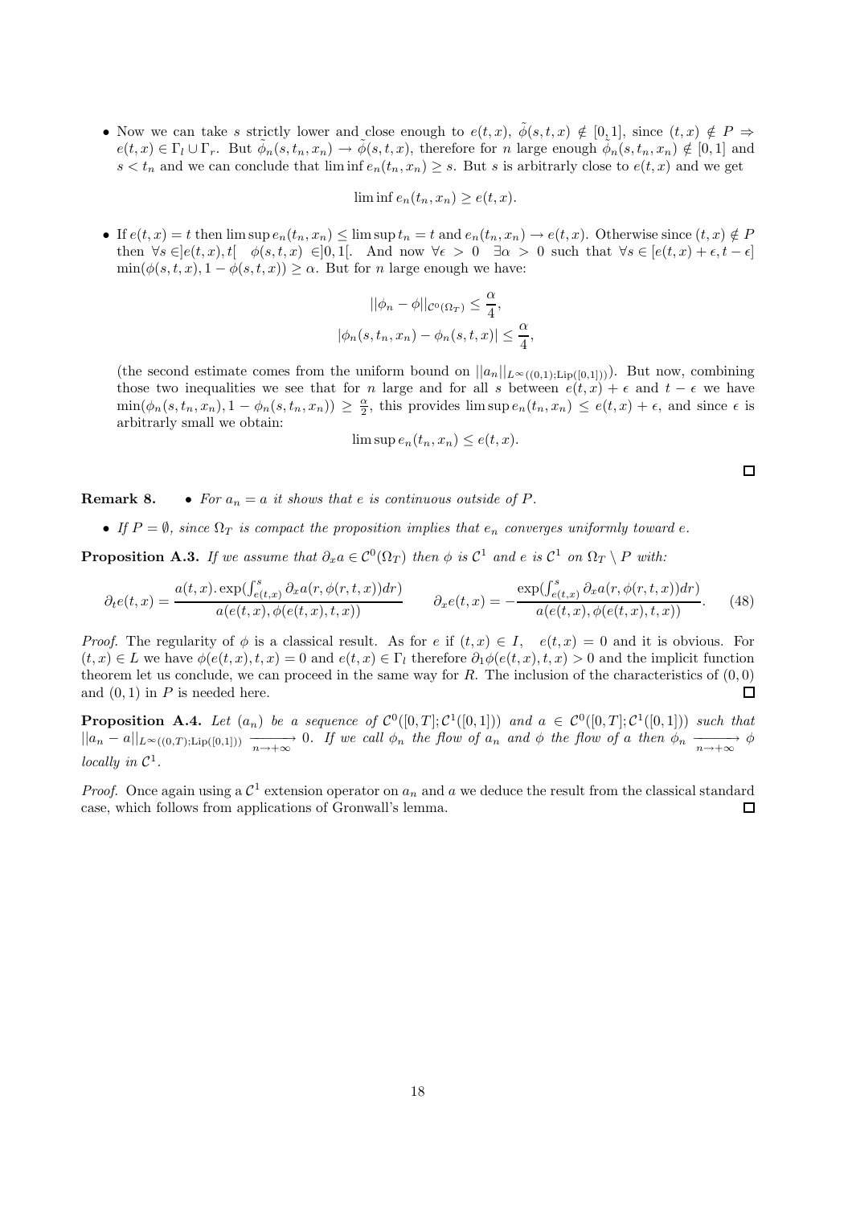- Now we can take $s$ strictly lower and close enough to $e(t,x)$, $\tilde{\phi}(s,t,x) \notin [0,1]$, since $(t,x) \notin P \Rightarrow e(t,x) \in \Gamma_l \cup \Gamma_r$. But $\tilde{\phi}_n(s,t_n,x_n) \to \tilde{\phi}(s,t,x)$, therefore for $n$ large enough $\tilde{\phi}_n(s,t_n,x_n) \notin [0,1]$ and $s < t_n$ and we can conclude that $\liminf e_n(t_n,x_n) \geq s$. But $s$ is arbitrarily close to $e(t,x)$ and we get

$$\liminf e_n(t_n,x_n) \geq e(t,x).$$

- If $e(t,x) = t$ then $\limsup e_n(t_n,x_n) \leq \limsup t_n = t$ and $e_n(t_n,x_n) \to e(t,x)$. Otherwise since $(t,x) \notin P$ then $\forall s \in ]e(t,x),t[ \quad \phi(s,t,x) \in ]0,1[$. And now $\forall \epsilon > 0 \quad \exists \alpha > 0$ such that $\forall s \in [e(t,x)+\epsilon, t-\epsilon]$ $\min(\phi(s,t,x), 1-\phi(s,t,x)) \geq \alpha$. But for $n$ large enough we have:

$$||\phi_n - \phi||_{\mathcal{C}^0(\Omega_T)} \leq \frac{\alpha}{4},$$
$$|\phi_n(s,t_n,x_n) - \phi_n(s,t,x)| \leq \frac{\alpha}{4},$$

(the second estimate comes from the uniform bound on $||a_n||_{L^\infty((0,1);\mathrm{Lip}([0,1]))}$). But now, combining those two inequalities we see that for $n$ large and for all $s$ between $e(t,x)+\epsilon$ and $t-\epsilon$ we have $\min(\phi_n(s,t_n,x_n), 1-\phi_n(s,t_n,x_n)) \geq \frac{\alpha}{2}$, this provides $\limsup e_n(t_n,x_n) \leq e(t,x)+\epsilon$, and since $\epsilon$ is arbitrarily small we obtain:

$$\limsup e_n(t_n,x_n) \leq e(t,x).$$

$\square$

**Remark 8.**
- *For $a_n = a$ it shows that $e$ is continuous outside of $P$.*
- *If $P = \emptyset$, since $\Omega_T$ is compact the proposition implies that $e_n$ converges uniformly toward $e$.*

**Proposition A.3.** *If we assume that $\partial_x a \in \mathcal{C}^0(\Omega_T)$ then $\phi$ is $\mathcal{C}^1$ and $e$ is $\mathcal{C}^1$ on $\Omega_T \setminus P$ with:*

$$\partial_t e(t,x) = \frac{a(t,x).\exp(\int_{e(t,x)}^s \partial_x a(r,\phi(r,t,x))dr)}{a(e(t,x),\phi(e(t,x),t,x))} \qquad \partial_x e(t,x) = -\frac{\exp(\int_{e(t,x)}^s \partial_x a(r,\phi(r,t,x))dr)}{a(e(t,x),\phi(e(t,x),t,x))}. \tag{48}$$

*Proof.* The regularity of $\phi$ is a classical result. As for $e$ if $(t,x) \in I$, $\quad e(t,x) = 0$ and it is obvious. For $(t,x) \in L$ we have $\phi(e(t,x),t,x) = 0$ and $e(t,x) \in \Gamma_l$ therefore $\partial_1\phi(e(t,x),t,x) > 0$ and the implicit function theorem let us conclude, we can proceed in the same way for $R$. The inclusion of the characteristics of $(0,0)$ and $(0,1)$ in $P$ is needed here. $\square$

**Proposition A.4.** *Let $(a_n)$ be a sequence of $\mathcal{C}^0([0,T];\mathcal{C}^1([0,1]))$ and $a \in \mathcal{C}^0([0,T];\mathcal{C}^1([0,1]))$ such that $||a_n - a||_{L^\infty((0,T);\mathrm{Lip}([0,1]))} \xrightarrow[n\to+\infty]{} 0$. If we call $\phi_n$ the flow of $a_n$ and $\phi$ the flow of $a$ then $\phi_n \xrightarrow[n\to+\infty]{} \phi$ locally in $\mathcal{C}^1$.*

*Proof.* Once again using a $\mathcal{C}^1$ extension operator on $a_n$ and $a$ we deduce the result from the classical standard case, which follows from applications of Gronwall's lemma. $\square$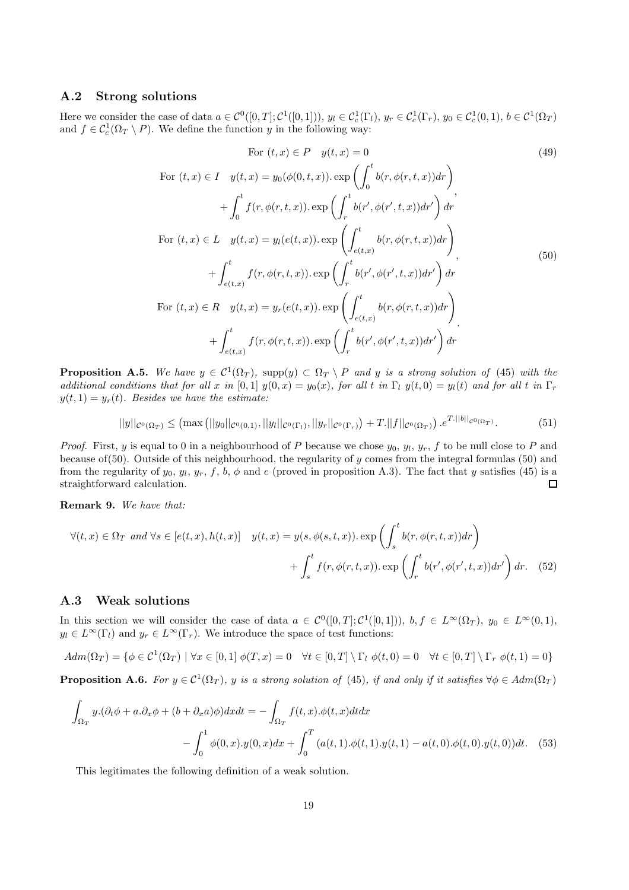### A.2 Strong solutions

Here we consider the case of data $a \in \mathcal{C}^0([0,T];\mathcal{C}^1([0,1]))$, $y_l \in \mathcal{C}^1_c(\Gamma_l)$, $y_r \in \mathcal{C}^1_c(\Gamma_r)$, $y_0 \in \mathcal{C}^1_c(0,1)$, $b \in \mathcal{C}^1(\Omega_T)$ and $f \in \mathcal{C}^1_c(\Omega_T \setminus P)$. We define the function $y$ in the following way:

$$\text{For } (t,x) \in P \quad y(t,x) = 0 \tag{49}$$

$$\begin{aligned}
\text{For } (t,x) \in I \quad y(t,x) &= y_0(\phi(0,t,x)).\exp\left(\int_0^t b(r,\phi(r,t,x))dr\right) \\
&+ \int_0^t f(r,\phi(r,t,x)).\exp\left(\int_r^t b(r',\phi(r',t,x))dr'\right)dr \\
\text{For } (t,x) \in L \quad y(t,x) &= y_l(e(t,x)).\exp\left(\int_{e(t,x)}^t b(r,\phi(r,t,x))dr\right) \\
&+ \int_{e(t,x)}^t f(r,\phi(r,t,x)).\exp\left(\int_r^t b(r',\phi(r',t,x))dr'\right)dr \\
\text{For } (t,x) \in R \quad y(t,x) &= y_r(e(t,x)).\exp\left(\int_{e(t,x)}^t b(r,\phi(r,t,x))dr\right) \\
&+ \int_{e(t,x)}^t f(r,\phi(r,t,x)).\exp\left(\int_r^t b(r',\phi(r',t,x))dr'\right)dr
\end{aligned} \tag{50}$$

**Proposition A.5.** *We have $y \in \mathcal{C}^1(\Omega_T)$, $\text{supp}(y) \subset \Omega_T \setminus P$ and $y$ is a strong solution of (45) with the additional conditions that for all $x$ in $[0,1]$ $y(0,x) = y_0(x)$, for all $t$ in $\Gamma_l$ $y(t,0) = y_l(t)$ and for all $t$ in $\Gamma_r$ $y(t,1) = y_r(t)$. Besides we have the estimate:*

$$||y||_{\mathcal{C}^0(\Omega_T)} \leq \left(\max\left(||y_0||_{\mathcal{C}^0(0,1)}, ||y_l||_{\mathcal{C}^0(\Gamma_l)}, ||y_r||_{\mathcal{C}^0(\Gamma_r)}\right) + T.||f||_{\mathcal{C}^0(\Omega_T)}\right).e^{T.||b||_{\mathcal{C}^0(\Omega_T)}}. \tag{51}$$

*Proof.* First, $y$ is equal to 0 in a neighbourhood of $P$ because we chose $y_0$, $y_l$, $y_r$, $f$ to be null close to $P$ and because of(50). Outside of this neighbourhood, the regularity of $y$ comes from the integral formulas (50) and from the regularity of $y_0$, $y_l$, $y_r$, $f$, $b$, $\phi$ and $e$ (proved in proposition A.3). The fact that $y$ satisfies (45) is a straightforward calculation. □

**Remark 9.** *We have that:*

$$\begin{aligned}
\forall (t,x) \in \Omega_T \text{ and } \forall s \in [e(t,x), h(t,x)] \quad y(t,x) = y(s,\phi(s,t,x)).\exp\left(\int_s^t b(r,\phi(r,t,x))dr\right) \\
+ \int_s^t f(r,\phi(r,t,x)).\exp\left(\int_r^t b(r',\phi(r',t,x))dr'\right)dr.
\end{aligned} \tag{52}$$

### A.3 Weak solutions

In this section we will consider the case of data $a \in \mathcal{C}^0([0,T];\mathcal{C}^1([0,1]))$, $b, f \in L^\infty(\Omega_T)$, $y_0 \in L^\infty(0,1)$, $y_l \in L^\infty(\Gamma_l)$ and $y_r \in L^\infty(\Gamma_r)$. We introduce the space of test functions:

$$Adm(\Omega_T) = \{\phi \in \mathcal{C}^1(\Omega_T) \mid \forall x \in [0,1]\ \phi(T,x) = 0 \quad \forall t \in [0,T] \setminus \Gamma_l\ \phi(t,0) = 0 \quad \forall t \in [0,T] \setminus \Gamma_r\ \phi(t,1) = 0\}$$

**Proposition A.6.** *For $y \in \mathcal{C}^1(\Omega_T)$, $y$ is a strong solution of (45), if and only if it satisfies $\forall \phi \in Adm(\Omega_T)$*

$$\begin{aligned}
\int_{\Omega_T} y.(\partial_t\phi + a.\partial_x\phi + (b + \partial_x a)\phi)dxdt = -\int_{\Omega_T} f(t,x).\phi(t,x)dtdx \\
- \int_0^1 \phi(0,x).y(0,x)dx + \int_0^T (a(t,1).\phi(t,1).y(t,1) - a(t,0).\phi(t,0).y(t,0))dt.
\end{aligned} \tag{53}$$

This legitimates the following definition of a weak solution.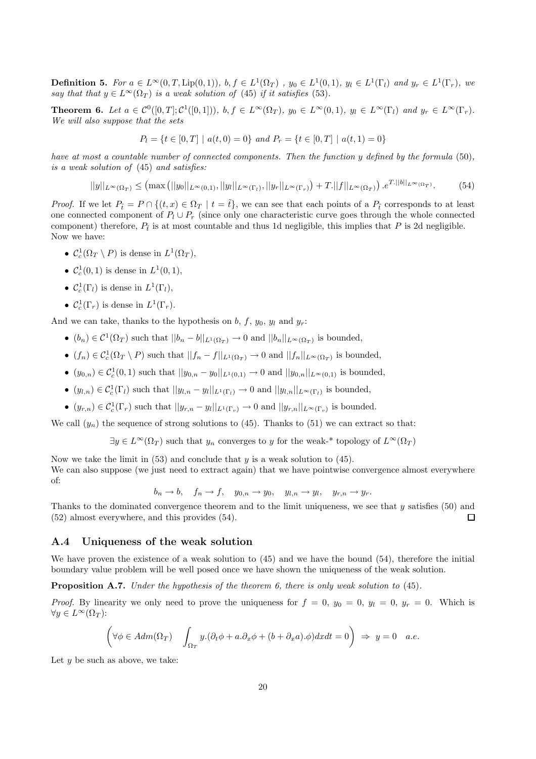**Definition 5.** *For $a \in L^\infty(0,T,\mathrm{Lip}(0,1))$, $b, f \in L^1(\Omega_T)$ , $y_0 \in L^1(0,1)$, $y_l \in L^1(\Gamma_l)$ and $y_r \in L^1(\Gamma_r)$, we say that that $y \in L^\infty(\Omega_T)$ is a weak solution of* (45) *if it satisfies* (53)*.*

**Theorem 6.** *Let $a \in \mathcal{C}^0([0,T];\mathcal{C}^1([0,1]))$, $b, f \in L^\infty(\Omega_T)$, $y_0 \in L^\infty(0,1)$, $y_l \in L^\infty(\Gamma_l)$ and $y_r \in L^\infty(\Gamma_r)$. We will also suppose that the sets*

$$P_l = \{t \in [0,T] \mid a(t,0) = 0\} \text{ and } P_r = \{t \in [0,T] \mid a(t,1) = 0\}$$

*have at most a countable number of connected components. Then the function $y$ defined by the formula* (50)*, is a weak solution of* (45) *and satisfies:*

$$||y||_{L^\infty(\Omega_T)} \leq \left(\max\left(||y_0||_{L^\infty(0,1)}, ||y_l||_{L^\infty(\Gamma_l)}, ||y_r||_{L^\infty(\Gamma_r)}\right) + T.||f||_{L^\infty(\Omega_T)}\right).e^{T.||b||_{L^\infty(\Omega_T)}}. \tag{54}$$

*Proof.* If we let $P_{\tilde{t}} = P \cap \{(t,x) \in \Omega_T \mid t = \tilde{t}\}$, we can see that each points of a $P_{\tilde{t}}$ corresponds to at least one connected component of $P_l \cup P_r$ (since only one characteristic curve goes through the whole connected component) therefore, $P_{\tilde{t}}$ is at most countable and thus 1d negligible, this implies that $P$ is 2d negligible. Now we have:

- $\mathcal{C}^1_c(\Omega_T \setminus P)$ is dense in $L^1(\Omega_T)$,
- $\mathcal{C}^1_c(0,1)$ is dense in $L^1(0,1)$,
- $\mathcal{C}^1_c(\Gamma_l)$ is dense in $L^1(\Gamma_l)$,
- $\mathcal{C}^1_c(\Gamma_r)$ is dense in $L^1(\Gamma_r)$.

And we can take, thanks to the hypothesis on $b$, $f$, $y_0$, $y_l$ and $y_r$:

- $(b_n) \in \mathcal{C}^1(\Omega_T)$ such that $||b_n - b||_{L^1(\Omega_T)} \to 0$ and $||b_n||_{L^\infty(\Omega_T)}$ is bounded,
- $(f_n) \in \mathcal{C}^1_c(\Omega_T \setminus P)$ such that $||f_n - f||_{L^1(\Omega_T)} \to 0$ and $||f_n||_{L^\infty(\Omega_T)}$ is bounded,
- $(y_{0,n}) \in \mathcal{C}^1_c(0,1)$ such that $||y_{0,n} - y_0||_{L^1(0,1)} \to 0$ and $||y_{0,n}||_{L^\infty(0,1)}$ is bounded,
- $(y_{l,n}) \in \mathcal{C}^1_c(\Gamma_l)$ such that $||y_{l,n} - y_l||_{L^1(\Gamma_l)} \to 0$ and $||y_{l,n}||_{L^\infty(\Gamma_l)}$ is bounded,
- $(y_{r,n}) \in \mathcal{C}^1_c(\Gamma_r)$ such that $||y_{r,n} - y_r||_{L^1(\Gamma_r)} \to 0$ and $||y_{r,n}||_{L^\infty(\Gamma_r)}$ is bounded.

We call $(y_n)$ the sequence of strong solutions to (45). Thanks to (51) we can extract so that:

$$\exists y \in L^\infty(\Omega_T) \text{ such that } y_n \text{ converges to } y \text{ for the weak-* topology of } L^\infty(\Omega_T)$$

Now we take the limit in (53) and conclude that $y$ is a weak solution to (45).
We can also suppose (we just need to extract again) that we have pointwise convergence almost everywhere of:

$$b_n \to b, \quad f_n \to f, \quad y_{0,n} \to y_0, \quad y_{l,n} \to y_l, \quad y_{r,n} \to y_r.$$

Thanks to the dominated convergence theorem and to the limit uniqueness, we see that $y$ satisfies (50) and (52) almost everywhere, and this provides (54). ◻

## A.4 Uniqueness of the weak solution

We have proven the existence of a weak solution to (45) and we have the bound (54), therefore the initial boundary value problem will be well posed once we have shown the uniqueness of the weak solution.

**Proposition A.7.** *Under the hypothesis of the theorem 6, there is only weak solution to* (45)*.*

*Proof.* By linearity we only need to prove the uniqueness for $f = 0$, $y_0 = 0$, $y_l = 0$, $y_r = 0$. Which is $\forall y \in L^\infty(\Omega_T)$:

$$\left(\forall \phi \in Adm(\Omega_T) \quad \int_{\Omega_T} y.(\partial_t \phi + a.\partial_x \phi + (b + \partial_x a).\phi) dxdt = 0\right) \Rightarrow y = 0 \quad a.e.$$

Let $y$ be such as above, we take: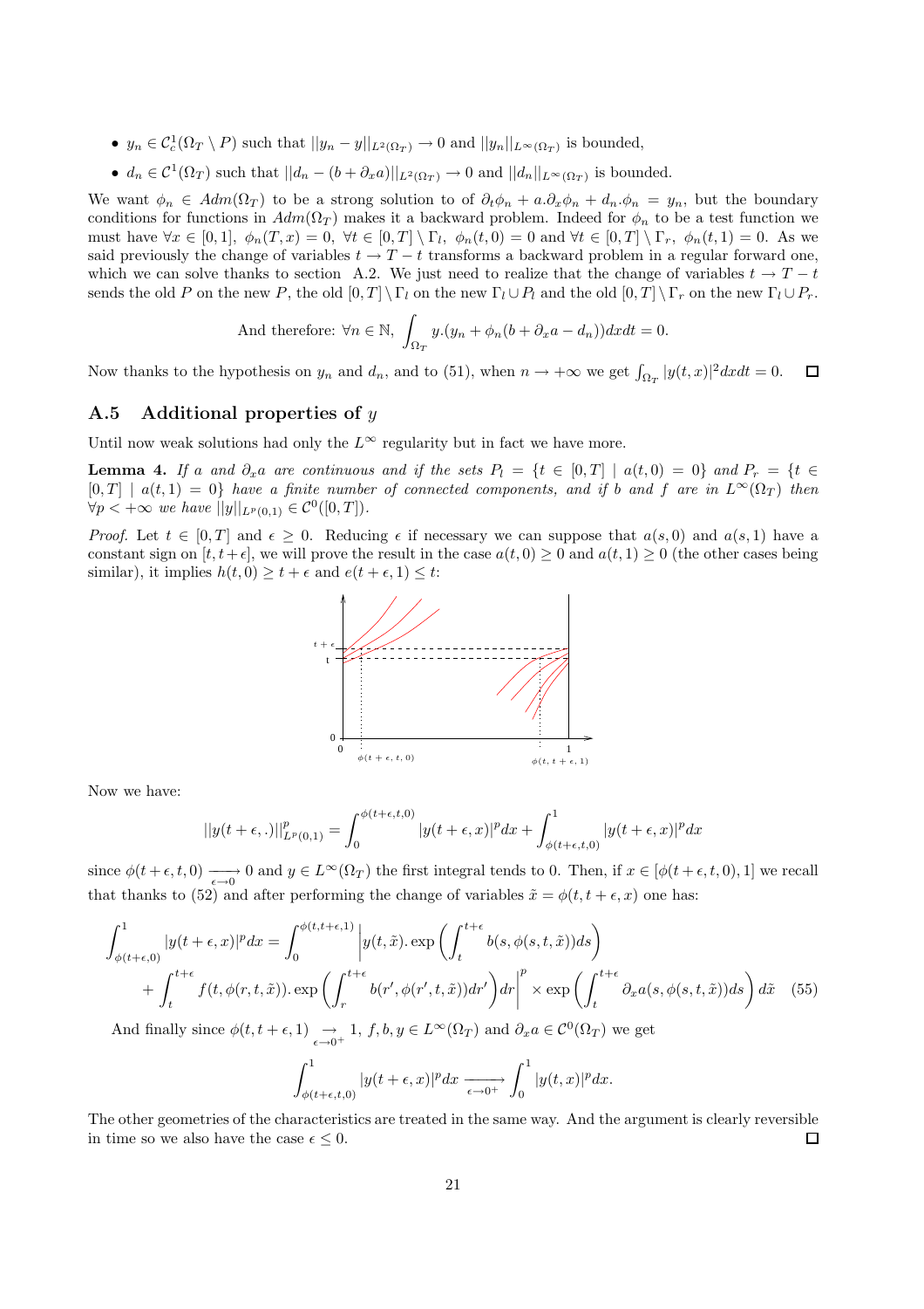- $y_n \in \mathcal{C}^1_c(\Omega_T \setminus P)$ such that $||y_n - y||_{L^2(\Omega_T)} \to 0$ and $||y_n||_{L^\infty(\Omega_T)}$ is bounded,
- $d_n \in \mathcal{C}^1(\Omega_T)$ such that $||d_n - (b + \partial_x a)||_{L^2(\Omega_T)} \to 0$ and $||d_n||_{L^\infty(\Omega_T)}$ is bounded.

We want $\phi_n \in Adm(\Omega_T)$ to be a strong solution to of $\partial_t \phi_n + a.\partial_x \phi_n + d_n.\phi_n = y_n$, but the boundary conditions for functions in $Adm(\Omega_T)$ makes it a backward problem. Indeed for $\phi_n$ to be a test function we must have $\forall x \in [0,1],\ \phi_n(T,x) = 0,\ \forall t \in [0,T] \setminus \Gamma_l,\ \phi_n(t,0) = 0$ and $\forall t \in [0,T] \setminus \Gamma_r,\ \phi_n(t,1) = 0$. As we said previously the change of variables $t \to T - t$ transforms a backward problem in a regular forward one, which we can solve thanks to section A.2. We just need to realize that the change of variables $t \to T-t$ sends the old $P$ on the new $P$, the old $[0,T] \setminus \Gamma_l$ on the new $\Gamma_l \cup P_l$ and the old $[0,T] \setminus \Gamma_r$ on the new $\Gamma_l \cup P_r$.

$$\text{And therefore: } \forall n \in \mathbb{N},\ \int_{\Omega_T} y.(y_n + \phi_n(b + \partial_x a - d_n))dxdt = 0.$$

Now thanks to the hypothesis on $y_n$ and $d_n$, and to (51), when $n \to +\infty$ we get $\int_{\Omega_T} |y(t,x)|^2 dxdt = 0$. ☐

## A.5 Additional properties of $y$

Until now weak solutions had only the $L^\infty$ regularity but in fact we have more.

**Lemma 4.** *If $a$ and $\partial_x a$ are continuous and if the sets $P_l = \{t \in [0,T] \mid a(t,0) = 0\}$ and $P_r = \{t \in [0,T] \mid a(t,1) = 0\}$ have a finite number of connected components, and if $b$ and $f$ are in $L^\infty(\Omega_T)$ then $\forall p < +\infty$ we have $||y||_{L^p(0,1)} \in \mathcal{C}^0([0,T])$.*

*Proof.* Let $t \in [0,T]$ and $\epsilon \geq 0$. Reducing $\epsilon$ if necessary we can suppose that $a(s,0)$ and $a(s,1)$ have a constant sign on $[t, t+\epsilon]$, we will prove the result in the case $a(t,0) \geq 0$ and $a(t,1) \geq 0$ (the other cases being similar), it implies $h(t,0) \geq t + \epsilon$ and $e(t+\epsilon, 1) \leq t$:

Now we have:

$$||y(t+\epsilon, .)||^p_{L^p(0,1)} = \int_0^{\phi(t+\epsilon,t,0)} |y(t+\epsilon,x)|^p dx + \int_{\phi(t+\epsilon,t,0)}^1 |y(t+\epsilon,x)|^p dx$$

since $\phi(t+\epsilon,t,0) \xrightarrow[\epsilon \to 0]{} 0$ and $y \in L^\infty(\Omega_T)$ the first integral tends to 0. Then, if $x \in [\phi(t+\epsilon,t,0), 1]$ we recall that thanks to (52) and after performing the change of variables $\tilde{x} = \phi(t, t+\epsilon, x)$ one has:

$$\int_{\phi(t+\epsilon,0)}^1 |y(t+\epsilon,x)|^p dx = \int_0^{\phi(t,t+\epsilon,1)} \Bigg| y(t,\tilde{x}).\exp\left(\int_t^{t+\epsilon} b(s,\phi(s,t,\tilde{x}))ds\right) \\ + \int_t^{t+\epsilon} f(t,\phi(r,t,\tilde{x})).\exp\left(\int_r^{t+\epsilon} b(r',\phi(r',t,\tilde{x}))dr'\right)dr \Bigg|^p \times \exp\left(\int_t^{t+\epsilon} \partial_x a(s,\phi(s,t,\tilde{x}))ds\right) d\tilde{x} \quad (55)$$

And finally since $\phi(t,t+\epsilon,1) \underset{\epsilon \to 0^+}{\to} 1$, $f, b, y \in L^\infty(\Omega_T)$ and $\partial_x a \in \mathcal{C}^0(\Omega_T)$ we get

$$\int_{\phi(t+\epsilon,t,0)}^1 |y(t+\epsilon,x)|^p dx \xrightarrow[\epsilon \to 0^+]{} \int_0^1 |y(t,x)|^p dx.$$

The other geometries of the characteristics are treated in the same way. And the argument is clearly reversible in time so we also have the case $\epsilon \leq 0$. ☐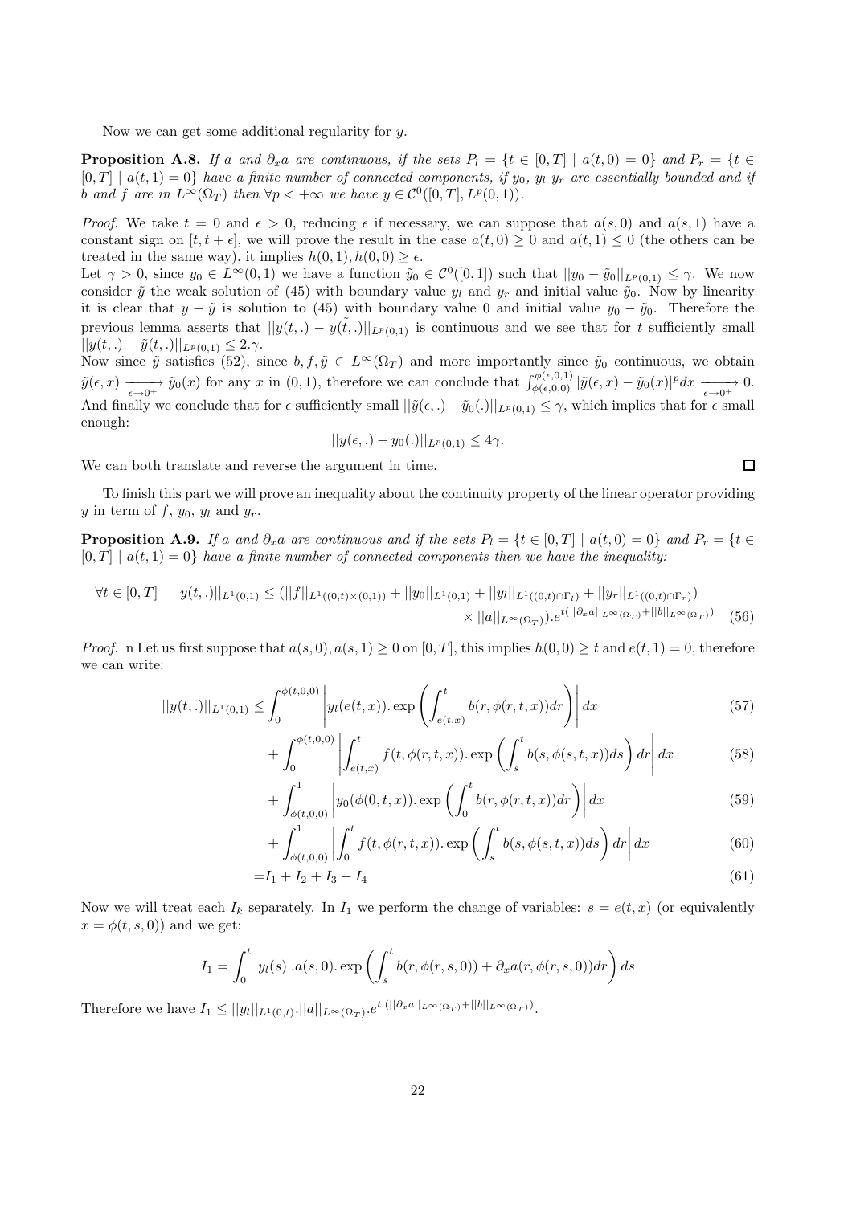Now we can get some additional regularity for $y$.

**Proposition A.8.** *If $a$ and $\partial_x a$ are continuous, if the sets $P_l = \{t \in [0,T] \mid a(t,0) = 0\}$ and $P_r = \{t \in [0,T] \mid a(t,1) = 0\}$ have a finite number of connected components, if $y_0$, $y_l$ $y_r$ are essentially bounded and if $b$ and $f$ are in $L^\infty(\Omega_T)$ then $\forall p < +\infty$ we have $y \in \mathcal{C}^0([0,T], L^p(0,1))$.*

*Proof.* We take $t = 0$ and $\epsilon > 0$, reducing $\epsilon$ if necessary, we can suppose that $a(s,0)$ and $a(s,1)$ have a constant sign on $[t, t+\epsilon]$, we will prove the result in the case $a(t,0) \geq 0$ and $a(t,1) \leq 0$ (the others can be treated in the same way), it implies $h(0,1), h(0,0) \geq \epsilon$.
Let $\gamma > 0$, since $y_0 \in L^\infty(0,1)$ we have a function $\tilde{y}_0 \in \mathcal{C}^0([0,1])$ such that $||y_0 - \tilde{y}_0||_{L^p(0,1)} \leq \gamma$. We now consider $\tilde{y}$ the weak solution of (45) with boundary value $y_l$ and $y_r$ and initial value $\tilde{y}_0$. Now by linearity it is clear that $y - \tilde{y}$ is solution to (45) with boundary value 0 and initial value $y_0 - \tilde{y}_0$. Therefore the previous lemma asserts that $||y(t,.) - \tilde{y(t,.)}||_{L^p(0,1)}$ is continuous and we see that for $t$ sufficiently small $||y(t,.) - \tilde{y}(t,.)||_{L^p(0,1)} \leq 2.\gamma$.
Now since $\tilde{y}$ satisfies (52), since $b, f, \tilde{y} \in L^\infty(\Omega_T)$ and more importantly since $\tilde{y}_0$ continuous, we obtain $\tilde{y}(\epsilon, x) \xrightarrow[\epsilon \to 0^+]{} \tilde{y}_0(x)$ for any $x$ in $(0,1)$, therefore we can conclude that $\int_{\phi(\epsilon,0,0)}^{\phi(\epsilon,0,1)} |\tilde{y}(\epsilon,x) - \tilde{y}_0(x)|^p dx \xrightarrow[\epsilon \to 0^+]{} 0$.
And finally we conclude that for $\epsilon$ sufficiently small $||\tilde{y}(\epsilon,.) - \tilde{y}_0(.)||_{L^p(0,1)} \leq \gamma$, which implies that for $\epsilon$ small enough:

$$||y(\epsilon,.) - y_0(.)||_{L^p(0,1)} \leq 4\gamma.$$

We can both translate and reverse the argument in time. $\square$

To finish this part we will prove an inequality about the continuity property of the linear operator providing $y$ in term of $f$, $y_0$, $y_l$ and $y_r$.

**Proposition A.9.** *If $a$ and $\partial_x a$ are continuous and if the sets $P_l = \{t \in [0,T] \mid a(t,0) = 0\}$ and $P_r = \{t \in [0,T] \mid a(t,1) = 0\}$ have a finite number of connected components then we have the inequality:*

$$\forall t \in [0,T] \quad ||y(t,.)||_{L^1(0,1)} \leq (||f||_{L^1((0,t)\times(0,1))} + ||y_0||_{L^1(0,1)} + ||y_l||_{L^1((0,t)\cap\Gamma_l)} + ||y_r||_{L^1((0,t)\cap\Gamma_r)}) \times ||a||_{L^\infty(\Omega_T)}.e^{t(||\partial_x a||_{L^\infty(\Omega_T)} + ||b||_{L^\infty(\Omega_T)})} \quad (56)$$

*Proof.* n Let us first suppose that $a(s,0), a(s,1) \geq 0$ on $[0,T]$, this implies $h(0,0) \geq t$ and $e(t,1) = 0$, therefore we can write:

$$||y(t,.)||_{L^1(0,1)} \leq \int_0^{\phi(t,0,0)} \left| y_l(e(t,x)).\exp\left(\int_{e(t,x)}^t b(r,\phi(r,t,x))dr\right)\right| dx \quad (57)$$

$$+ \int_0^{\phi(t,0,0)} \left| \int_{e(t,x)}^t f(t,\phi(r,t,x)).\exp\left(\int_s^t b(s,\phi(s,t,x))ds\right) dr \right| dx \quad (58)$$

$$+ \int_{\phi(t,0,0)}^1 \left| y_0(\phi(0,t,x)).\exp\left(\int_0^t b(r,\phi(r,t,x))dr\right)\right| dx \quad (59)$$

$$+ \int_{\phi(t,0,0)}^1 \left| \int_0^t f(t,\phi(r,t,x)).\exp\left(\int_s^t b(s,\phi(s,t,x))ds\right) dr \right| dx \quad (60)$$

$$= I_1 + I_2 + I_3 + I_4 \quad (61)$$

Now we will treat each $I_k$ separately. In $I_1$ we perform the change of variables: $s = e(t,x)$ (or equivalently $x = \phi(t,s,0)$) and we get:

$$I_1 = \int_0^t |y_l(s)|.a(s,0).\exp\left(\int_s^t b(r,\phi(r,s,0)) + \partial_x a(r,\phi(r,s,0))dr\right) ds$$

Therefore we have $I_1 \leq ||y_l||_{L^1(0,t)}.||a||_{L^\infty(\Omega_T)}.e^{t.(||\partial_x a||_{L^\infty(\Omega_T)} + ||b||_{L^\infty(\Omega_T)})}$.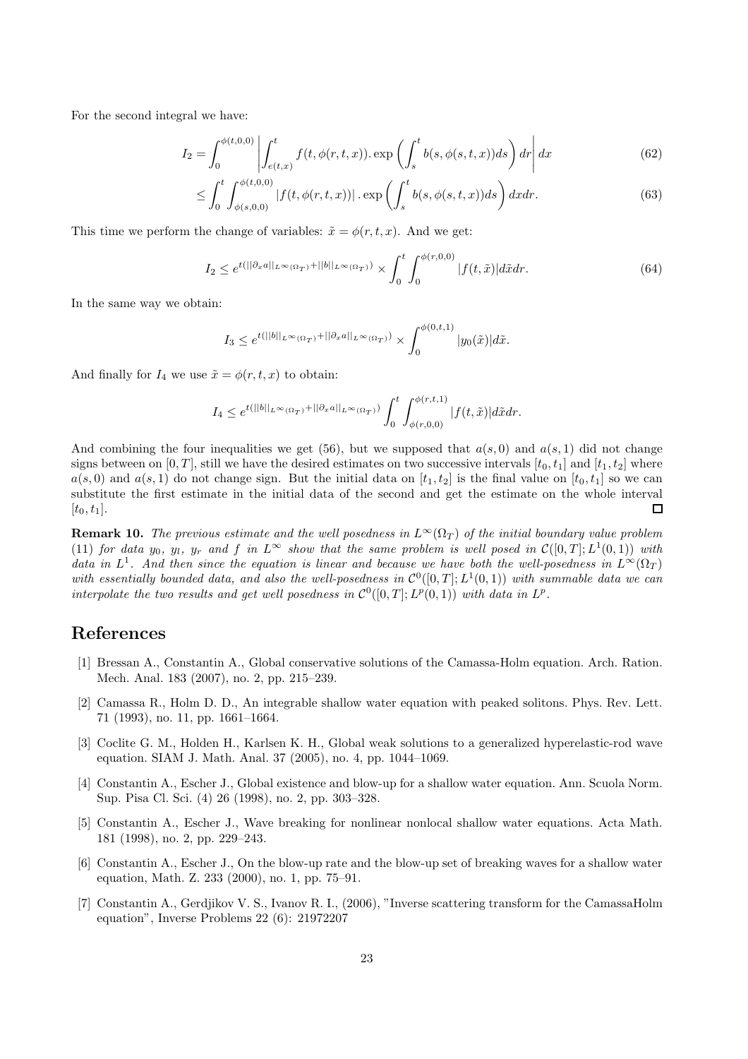For the second integral we have:

$$I_2 = \int_0^{\phi(t,0,0)} \left| \int_{e(t,x)}^t f(t,\phi(r,t,x)). \exp\left(\int_s^t b(s,\phi(s,t,x))ds\right) dr \right| dx \tag{62}$$

$$\leq \int_0^t \int_{\phi(s,0,0)}^{\phi(t,0,0)} |f(t,\phi(r,t,x))| . \exp\left(\int_s^t b(s,\phi(s,t,x))ds\right) dx dr. \tag{63}$$

This time we perform the change of variables: $\tilde{x} = \phi(r,t,x)$. And we get:

$$I_2 \leq e^{t(||\partial_x a||_{L^\infty(\Omega_T)} + ||b||_{L^\infty(\Omega_T)})} \times \int_0^t \int_0^{\phi(r,0,0)} |f(t,\tilde{x})| d\tilde{x} dr. \tag{64}$$

In the same way we obtain:

$$I_3 \leq e^{t(||b||_{L^\infty(\Omega_T)} + ||\partial_x a||_{L^\infty(\Omega_T)})} \times \int_0^{\phi(0,t,1)} |y_0(\tilde{x})| d\tilde{x}.$$

And finally for $I_4$ we use $\tilde{x} = \phi(r,t,x)$ to obtain:

$$I_4 \leq e^{t(||b||_{L^\infty(\Omega_T)} + ||\partial_x a||_{L^\infty(\Omega_T)})} \int_0^t \int_{\phi(r,0,0)}^{\phi(r,t,1)} |f(t,\tilde{x})| d\tilde{x} dr.$$

And combining the four inequalities we get (56), but we supposed that $a(s,0)$ and $a(s,1)$ did not change signs between on $[0,T]$, still we have the desired estimates on two successive intervals $[t_0,t_1]$ and $[t_1,t_2]$ where $a(s,0)$ and $a(s,1)$ do not change sign. But the initial data on $[t_1,t_2]$ is the final value on $[t_0,t_1]$ so we can substitute the first estimate in the initial data of the second and get the estimate on the whole interval $[t_0,t_1]$. ☐

**Remark 10.** *The previous estimate and the well posedness in $L^\infty(\Omega_T)$ of the initial boundary value problem (11) for data $y_0$, $y_l$, $y_r$ and $f$ in $L^\infty$ show that the same problem is well posed in $\mathcal{C}([0,T];L^1(0,1))$ with data in $L^1$. And then since the equation is linear and because we have both the well-posedness in $L^\infty(\Omega_T)$ with essentially bounded data, and also the well-posedness in $\mathcal{C}^0([0,T];L^1(0,1))$ with summable data we can interpolate the two results and get well posedness in $\mathcal{C}^0([0,T];L^p(0,1))$ with data in $L^p$.*

# References

[1] Bressan A., Constantin A., Global conservative solutions of the Camassa-Holm equation. Arch. Ration. Mech. Anal. 183 (2007), no. 2, pp. 215–239.

[2] Camassa R., Holm D. D., An integrable shallow water equation with peaked solitons. Phys. Rev. Lett. 71 (1993), no. 11, pp. 1661–1664.

[3] Coclite G. M., Holden H., Karlsen K. H., Global weak solutions to a generalized hyperelastic-rod wave equation. SIAM J. Math. Anal. 37 (2005), no. 4, pp. 1044–1069.

[4] Constantin A., Escher J., Global existence and blow-up for a shallow water equation. Ann. Scuola Norm. Sup. Pisa Cl. Sci. (4) 26 (1998), no. 2, pp. 303–328.

[5] Constantin A., Escher J., Wave breaking for nonlinear nonlocal shallow water equations. Acta Math. 181 (1998), no. 2, pp. 229–243.

[6] Constantin A., Escher J., On the blow-up rate and the blow-up set of breaking waves for a shallow water equation, Math. Z. 233 (2000), no. 1, pp. 75–91.

[7] Constantin A., Gerdjikov V. S., Ivanov R. I., (2006), "Inverse scattering transform for the CamassaHolm equation", Inverse Problems 22 (6): 21972207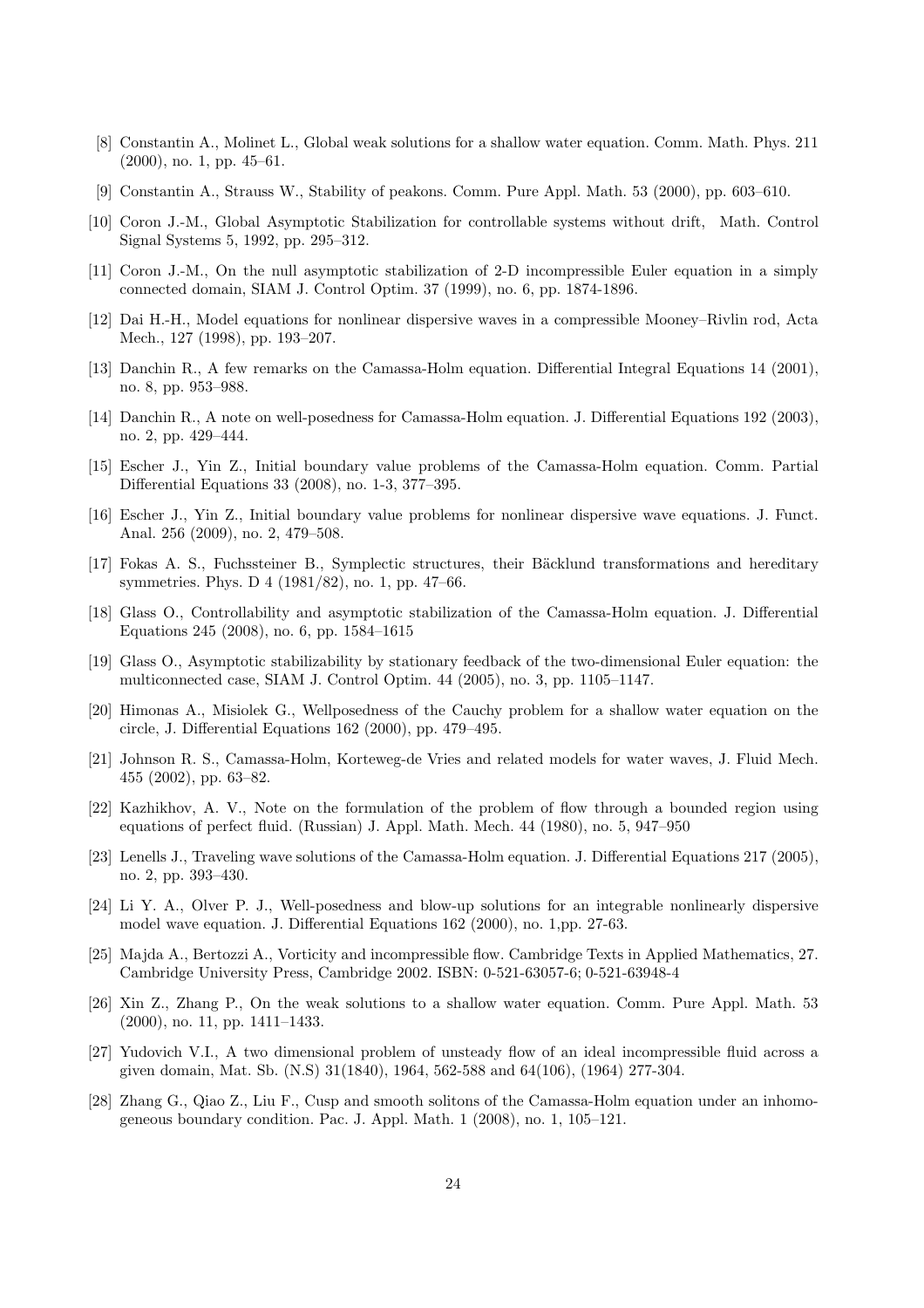[8] Constantin A., Molinet L., Global weak solutions for a shallow water equation. Comm. Math. Phys. 211 (2000), no. 1, pp. 45–61.

[9] Constantin A., Strauss W., Stability of peakons. Comm. Pure Appl. Math. 53 (2000), pp. 603–610.

[10] Coron J.-M., Global Asymptotic Stabilization for controllable systems without drift, Math. Control Signal Systems 5, 1992, pp. 295–312.

[11] Coron J.-M., On the null asymptotic stabilization of 2-D incompressible Euler equation in a simply connected domain, SIAM J. Control Optim. 37 (1999), no. 6, pp. 1874-1896.

[12] Dai H.-H., Model equations for nonlinear dispersive waves in a compressible Mooney–Rivlin rod, Acta Mech., 127 (1998), pp. 193–207.

[13] Danchin R., A few remarks on the Camassa-Holm equation. Differential Integral Equations 14 (2001), no. 8, pp. 953–988.

[14] Danchin R., A note on well-posedness for Camassa-Holm equation. J. Differential Equations 192 (2003), no. 2, pp. 429–444.

[15] Escher J., Yin Z., Initial boundary value problems of the Camassa-Holm equation. Comm. Partial Differential Equations 33 (2008), no. 1-3, 377–395.

[16] Escher J., Yin Z., Initial boundary value problems for nonlinear dispersive wave equations. J. Funct. Anal. 256 (2009), no. 2, 479–508.

[17] Fokas A. S., Fuchssteiner B., Symplectic structures, their Bäcklund transformations and hereditary symmetries. Phys. D 4 (1981/82), no. 1, pp. 47–66.

[18] Glass O., Controllability and asymptotic stabilization of the Camassa-Holm equation. J. Differential Equations 245 (2008), no. 6, pp. 1584–1615

[19] Glass O., Asymptotic stabilizability by stationary feedback of the two-dimensional Euler equation: the multiconnected case, SIAM J. Control Optim. 44 (2005), no. 3, pp. 1105–1147.

[20] Himonas A., Misiolek G., Wellposedness of the Cauchy problem for a shallow water equation on the circle, J. Differential Equations 162 (2000), pp. 479–495.

[21] Johnson R. S., Camassa-Holm, Korteweg-de Vries and related models for water waves, J. Fluid Mech. 455 (2002), pp. 63–82.

[22] Kazhikhov, A. V., Note on the formulation of the problem of flow through a bounded region using equations of perfect fluid. (Russian) J. Appl. Math. Mech. 44 (1980), no. 5, 947–950

[23] Lenells J., Traveling wave solutions of the Camassa-Holm equation. J. Differential Equations 217 (2005), no. 2, pp. 393–430.

[24] Li Y. A., Olver P. J., Well-posedness and blow-up solutions for an integrable nonlinearly dispersive model wave equation. J. Differential Equations 162 (2000), no. 1,pp. 27-63.

[25] Majda A., Bertozzi A., Vorticity and incompressible flow. Cambridge Texts in Applied Mathematics, 27. Cambridge University Press, Cambridge 2002. ISBN: 0-521-63057-6; 0-521-63948-4

[26] Xin Z., Zhang P., On the weak solutions to a shallow water equation. Comm. Pure Appl. Math. 53 (2000), no. 11, pp. 1411–1433.

[27] Yudovich V.I., A two dimensional problem of unsteady flow of an ideal incompressible fluid across a given domain, Mat. Sb. (N.S) 31(1840), 1964, 562-588 and 64(106), (1964) 277-304.

[28] Zhang G., Qiao Z., Liu F., Cusp and smooth solitons of the Camassa-Holm equation under an inhomogeneous boundary condition. Pac. J. Appl. Math. 1 (2008), no. 1, 105–121.